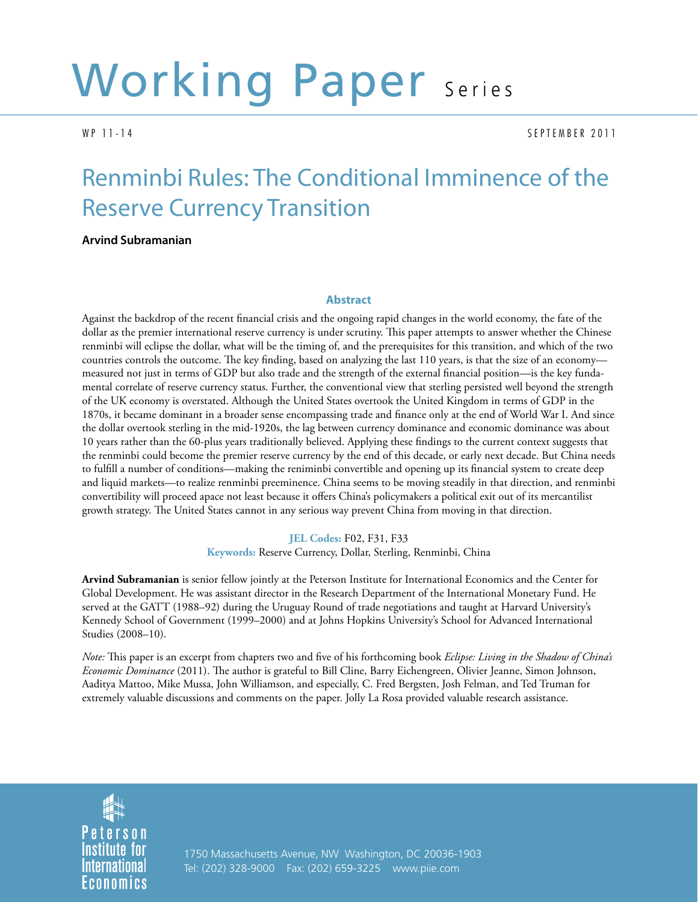# Working Paper Series

WP 11-14 SEPTEMBER 2011

## Renminbi Rules: The Conditional Imminence of the Reserve Currency Transition

**Arvind Subramanian**

### Abstract

Against the backdrop of the recent financial crisis and the ongoing rapid changes in the world economy, the fate of the dollar as the premier international reserve currency is under scrutiny. This paper attempts to answer whether the Chinese renminbi will eclipse the dollar, what will be the timing of, and the prerequisites for this transition, and which of the two countries controls the outcome. The key finding, based on analyzing the last 110 years, is that the size of an economy—measured not just in terms of GDP but also trade and the strength of the external financial position—is the key fundamental correlate of reserve currency status. Further, the conventional view that sterling persisted well beyond the strength of the UK economy is overstated. Although the United States overtook the United Kingdom in terms of GDP in the 1870s, it became dominant in a broader sense encompassing trade and finance only at the end of World War I. And since the dollar overtook sterling in the mid-1920s, the lag between currency dominance and economic dominance was about 10 years rather than the 60-plus years traditionally believed. Applying these findings to the current context suggests that the renminbi could become the premier reserve currency by the end of this decade, or early next decade. But China needs to fulfill a number of conditions—making the reniminbi convertible and opening up its financial system to create deep and liquid markets—to realize renminbi preeminence. China seems to be moving steadily in that direction, and renminbi convertibility will proceed apace not least because it offers China's policymakers a political exit out of its mercantilist growth strategy. The United States cannot in any serious way prevent China from moving in that direction.

**JEL Codes:** F02, F31, F33
**Keywords:** Reserve Currency, Dollar, Sterling, Renminbi, China

**Arvind Subramanian** is senior fellow jointly at the Peterson Institute for International Economics and the Center for Global Development. He was assistant director in the Research Department of the International Monetary Fund. He served at the GATT (1988–92) during the Uruguay Round of trade negotiations and taught at Harvard University's Kennedy School of Government (1999–2000) and at Johns Hopkins University's School for Advanced International Studies (2008–10).

*Note:* This paper is an excerpt from chapters two and five of his forthcoming book *Eclipse: Living in the Shadow of China's Economic Dominance* (2011). The author is grateful to Bill Cline, Barry Eichengreen, Olivier Jeanne, Simon Johnson, Aaditya Mattoo, Mike Mussa, John Williamson, and especially, C. Fred Bergsten, Josh Felman, and Ted Truman for extremely valuable discussions and comments on the paper. Jolly La Rosa provided valuable research assistance.

Peterson Institute for International Economics

1750 Massachusetts Avenue, NW Washington, DC 20036-1903
Tel: (202) 328-9000 Fax: (202) 659-3225 www.piie.com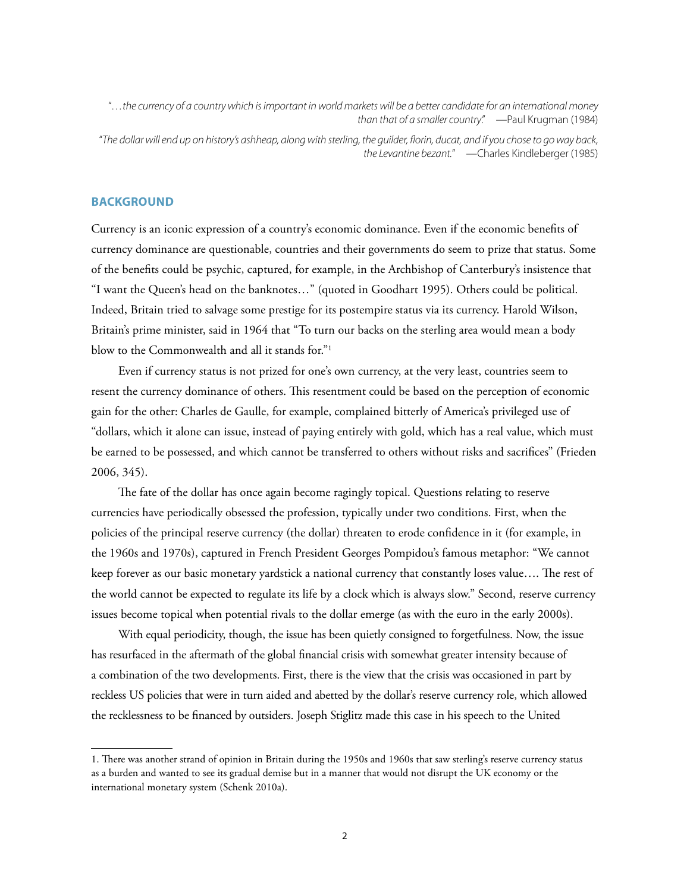*"...the currency of a country which is important in world markets will be a better candidate for an international money than that of a smaller country."* —Paul Krugman (1984)

*"The dollar will end up on history's ashheap, along with sterling, the guilder, florin, ducat, and if you chose to go way back, the Levantine bezant."* —Charles Kindleberger (1985)

## BACKGROUND

Currency is an iconic expression of a country's economic dominance. Even if the economic benefits of currency dominance are questionable, countries and their governments do seem to prize that status. Some of the benefits could be psychic, captured, for example, in the Archbishop of Canterbury's insistence that "I want the Queen's head on the banknotes..." (quoted in Goodhart 1995). Others could be political. Indeed, Britain tried to salvage some prestige for its postempire status via its currency. Harold Wilson, Britain's prime minister, said in 1964 that "To turn our backs on the sterling area would mean a body blow to the Commonwealth and all it stands for."[1]

Even if currency status is not prized for one's own currency, at the very least, countries seem to resent the currency dominance of others. This resentment could be based on the perception of economic gain for the other: Charles de Gaulle, for example, complained bitterly of America's privileged use of "dollars, which it alone can issue, instead of paying entirely with gold, which has a real value, which must be earned to be possessed, and which cannot be transferred to others without risks and sacrifices" (Frieden 2006, 345).

The fate of the dollar has once again become ragingly topical. Questions relating to reserve currencies have periodically obsessed the profession, typically under two conditions. First, when the policies of the principal reserve currency (the dollar) threaten to erode confidence in it (for example, in the 1960s and 1970s), captured in French President Georges Pompidou's famous metaphor: "We cannot keep forever as our basic monetary yardstick a national currency that constantly loses value.... The rest of the world cannot be expected to regulate its life by a clock which is always slow." Second, reserve currency issues become topical when potential rivals to the dollar emerge (as with the euro in the early 2000s).

With equal periodicity, though, the issue has been quietly consigned to forgetfulness. Now, the issue has resurfaced in the aftermath of the global financial crisis with somewhat greater intensity because of a combination of the two developments. First, there is the view that the crisis was occasioned in part by reckless US policies that were in turn aided and abetted by the dollar's reserve currency role, which allowed the recklessness to be financed by outsiders. Joseph Stiglitz made this case in his speech to the United

1. There was another strand of opinion in Britain during the 1950s and 1960s that saw sterling's reserve currency status as a burden and wanted to see its gradual demise but in a manner that would not disrupt the UK economy or the international monetary system (Schenk 2010a).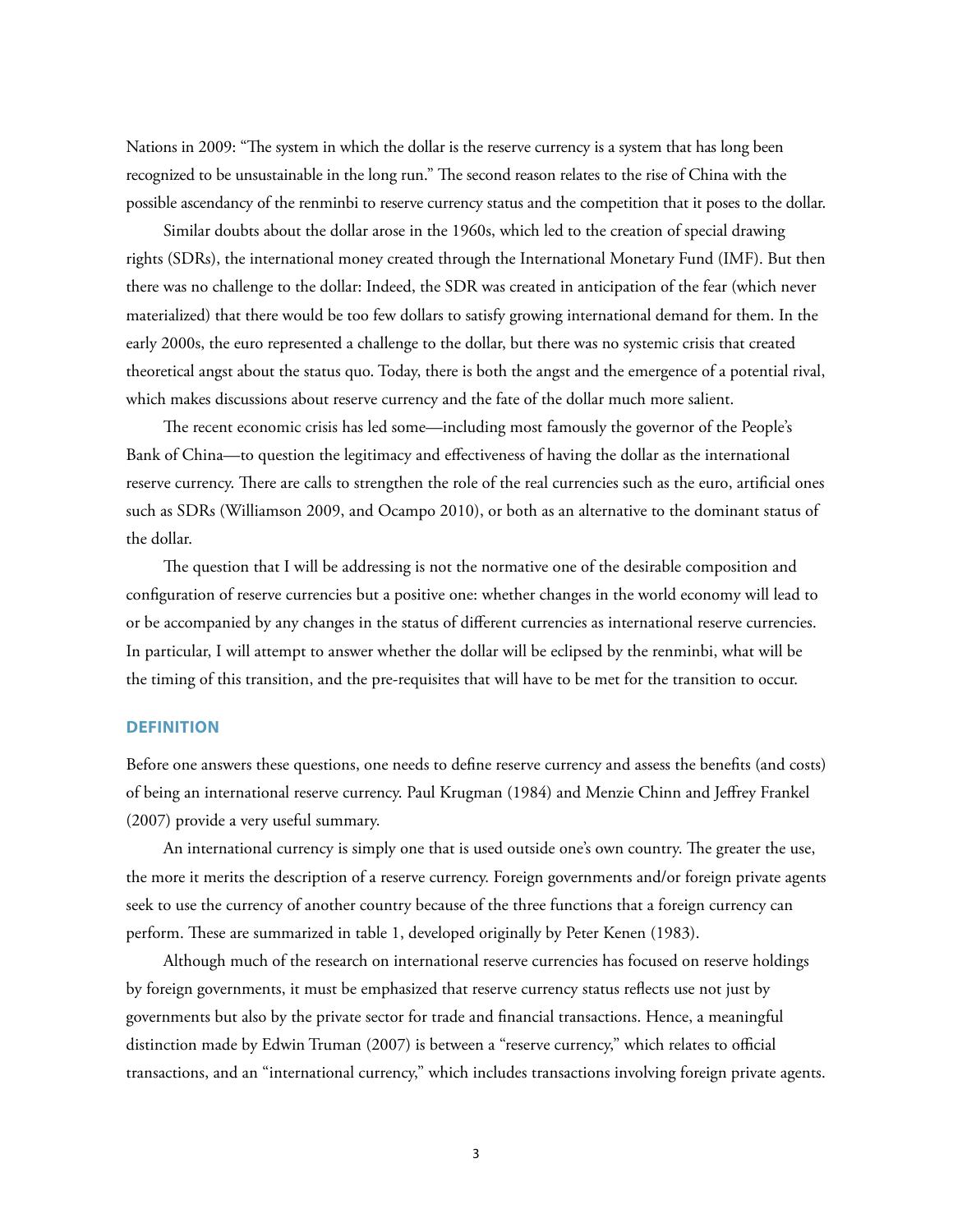Nations in 2009: "The system in which the dollar is the reserve currency is a system that has long been recognized to be unsustainable in the long run." The second reason relates to the rise of China with the possible ascendancy of the renminbi to reserve currency status and the competition that it poses to the dollar.

Similar doubts about the dollar arose in the 1960s, which led to the creation of special drawing rights (SDRs), the international money created through the International Monetary Fund (IMF). But then there was no challenge to the dollar: Indeed, the SDR was created in anticipation of the fear (which never materialized) that there would be too few dollars to satisfy growing international demand for them. In the early 2000s, the euro represented a challenge to the dollar, but there was no systemic crisis that created theoretical angst about the status quo. Today, there is both the angst and the emergence of a potential rival, which makes discussions about reserve currency and the fate of the dollar much more salient.

The recent economic crisis has led some—including most famously the governor of the People's Bank of China—to question the legitimacy and effectiveness of having the dollar as the international reserve currency. There are calls to strengthen the role of the real currencies such as the euro, artificial ones such as SDRs (Williamson 2009, and Ocampo 2010), or both as an alternative to the dominant status of the dollar.

The question that I will be addressing is not the normative one of the desirable composition and configuration of reserve currencies but a positive one: whether changes in the world economy will lead to or be accompanied by any changes in the status of different currencies as international reserve currencies. In particular, I will attempt to answer whether the dollar will be eclipsed by the renminbi, what will be the timing of this transition, and the pre-requisites that will have to be met for the transition to occur.

## DEFINITION

Before one answers these questions, one needs to define reserve currency and assess the benefits (and costs) of being an international reserve currency. Paul Krugman (1984) and Menzie Chinn and Jeffrey Frankel (2007) provide a very useful summary.

An international currency is simply one that is used outside one's own country. The greater the use, the more it merits the description of a reserve currency. Foreign governments and/or foreign private agents seek to use the currency of another country because of the three functions that a foreign currency can perform. These are summarized in table 1, developed originally by Peter Kenen (1983).

Although much of the research on international reserve currencies has focused on reserve holdings by foreign governments, it must be emphasized that reserve currency status reflects use not just by governments but also by the private sector for trade and financial transactions. Hence, a meaningful distinction made by Edwin Truman (2007) is between a "reserve currency," which relates to official transactions, and an "international currency," which includes transactions involving foreign private agents.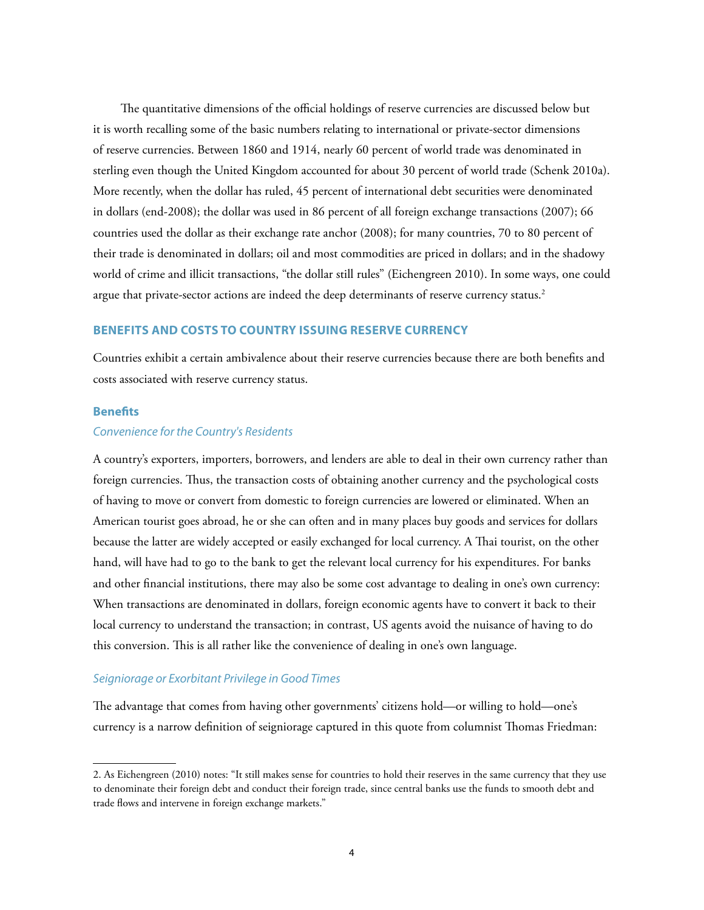The quantitative dimensions of the official holdings of reserve currencies are discussed below but it is worth recalling some of the basic numbers relating to international or private-sector dimensions of reserve currencies. Between 1860 and 1914, nearly 60 percent of world trade was denominated in sterling even though the United Kingdom accounted for about 30 percent of world trade (Schenk 2010a). More recently, when the dollar has ruled, 45 percent of international debt securities were denominated in dollars (end-2008); the dollar was used in 86 percent of all foreign exchange transactions (2007); 66 countries used the dollar as their exchange rate anchor (2008); for many countries, 70 to 80 percent of their trade is denominated in dollars; oil and most commodities are priced in dollars; and in the shadowy world of crime and illicit transactions, "the dollar still rules" (Eichengreen 2010). In some ways, one could argue that private-sector actions are indeed the deep determinants of reserve currency status.[2]

## BENEFITS AND COSTS TO COUNTRY ISSUING RESERVE CURRENCY

Countries exhibit a certain ambivalence about their reserve currencies because there are both benefits and costs associated with reserve currency status.

### Benefits

#### *Convenience for the Country's Residents*

A country's exporters, importers, borrowers, and lenders are able to deal in their own currency rather than foreign currencies. Thus, the transaction costs of obtaining another currency and the psychological costs of having to move or convert from domestic to foreign currencies are lowered or eliminated. When an American tourist goes abroad, he or she can often and in many places buy goods and services for dollars because the latter are widely accepted or easily exchanged for local currency. A Thai tourist, on the other hand, will have had to go to the bank to get the relevant local currency for his expenditures. For banks and other financial institutions, there may also be some cost advantage to dealing in one's own currency: When transactions are denominated in dollars, foreign economic agents have to convert it back to their local currency to understand the transaction; in contrast, US agents avoid the nuisance of having to do this conversion. This is all rather like the convenience of dealing in one's own language.

#### *Seigniorage or Exorbitant Privilege in Good Times*

The advantage that comes from having other governments' citizens hold—or willing to hold—one's currency is a narrow definition of seigniorage captured in this quote from columnist Thomas Friedman:

---

2. As Eichengreen (2010) notes: "It still makes sense for countries to hold their reserves in the same currency that they use to denominate their foreign debt and conduct their foreign trade, since central banks use the funds to smooth debt and trade flows and intervene in foreign exchange markets."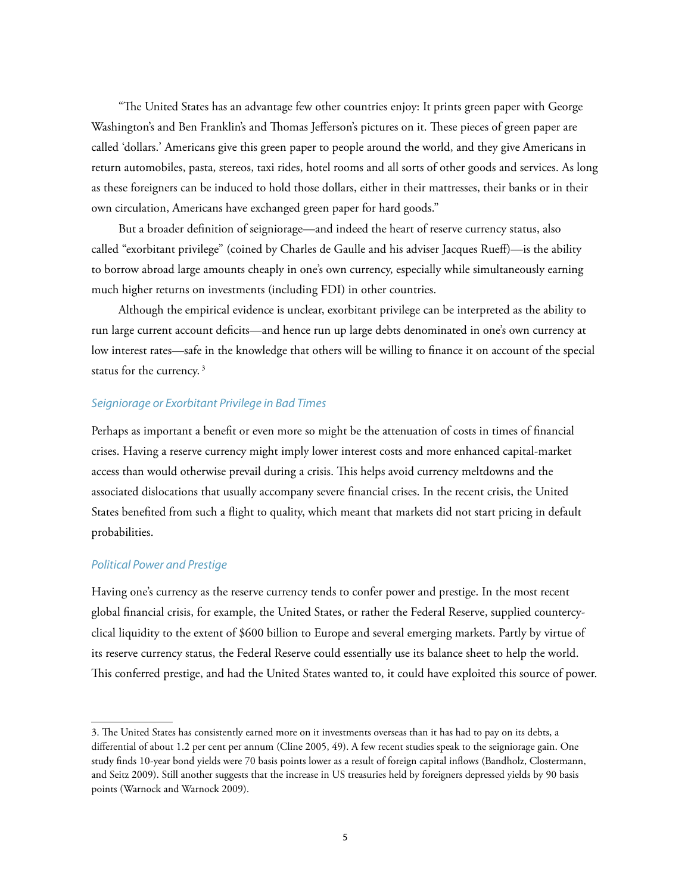"The United States has an advantage few other countries enjoy: It prints green paper with George Washington's and Ben Franklin's and Thomas Jefferson's pictures on it. These pieces of green paper are called 'dollars.' Americans give this green paper to people around the world, and they give Americans in return automobiles, pasta, stereos, taxi rides, hotel rooms and all sorts of other goods and services. As long as these foreigners can be induced to hold those dollars, either in their mattresses, their banks or in their own circulation, Americans have exchanged green paper for hard goods."

But a broader definition of seigniorage—and indeed the heart of reserve currency status, also called "exorbitant privilege" (coined by Charles de Gaulle and his adviser Jacques Rueff)—is the ability to borrow abroad large amounts cheaply in one's own currency, especially while simultaneously earning much higher returns on investments (including FDI) in other countries.

Although the empirical evidence is unclear, exorbitant privilege can be interpreted as the ability to run large current account deficits—and hence run up large debts denominated in one's own currency at low interest rates—safe in the knowledge that others will be willing to finance it on account of the special status for the currency. [3]

### *Seigniorage or Exorbitant Privilege in Bad Times*

Perhaps as important a benefit or even more so might be the attenuation of costs in times of financial crises. Having a reserve currency might imply lower interest costs and more enhanced capital-market access than would otherwise prevail during a crisis. This helps avoid currency meltdowns and the associated dislocations that usually accompany severe financial crises. In the recent crisis, the United States benefited from such a flight to quality, which meant that markets did not start pricing in default probabilities.

### *Political Power and Prestige*

Having one's currency as the reserve currency tends to confer power and prestige. In the most recent global financial crisis, for example, the United States, or rather the Federal Reserve, supplied countercyclical liquidity to the extent of $600 billion to Europe and several emerging markets. Partly by virtue of its reserve currency status, the Federal Reserve could essentially use its balance sheet to help the world. This conferred prestige, and had the United States wanted to, it could have exploited this source of power.

---

3. The United States has consistently earned more on it investments overseas than it has had to pay on its debts, a differential of about 1.2 per cent per annum (Cline 2005, 49). A few recent studies speak to the seigniorage gain. One study finds 10-year bond yields were 70 basis points lower as a result of foreign capital inflows (Bandholz, Clostermann, and Seitz 2009). Still another suggests that the increase in US treasuries held by foreigners depressed yields by 90 basis points (Warnock and Warnock 2009).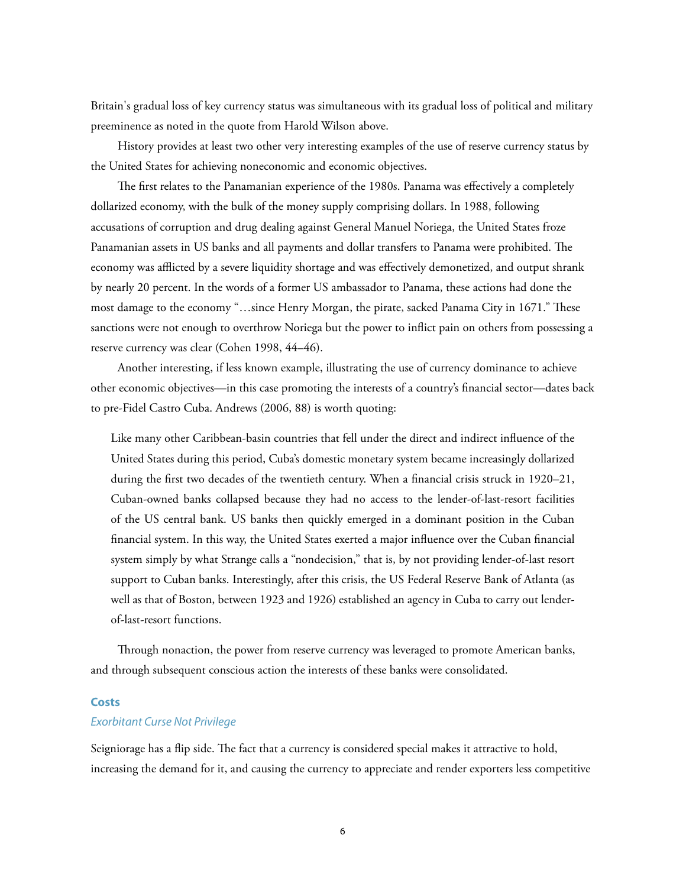Britain's gradual loss of key currency status was simultaneous with its gradual loss of political and military preeminence as noted in the quote from Harold Wilson above.

History provides at least two other very interesting examples of the use of reserve currency status by the United States for achieving noneconomic and economic objectives.

The first relates to the Panamanian experience of the 1980s. Panama was effectively a completely dollarized economy, with the bulk of the money supply comprising dollars. In 1988, following accusations of corruption and drug dealing against General Manuel Noriega, the United States froze Panamanian assets in US banks and all payments and dollar transfers to Panama were prohibited. The economy was afflicted by a severe liquidity shortage and was effectively demonetized, and output shrank by nearly 20 percent. In the words of a former US ambassador to Panama, these actions had done the most damage to the economy "…since Henry Morgan, the pirate, sacked Panama City in 1671." These sanctions were not enough to overthrow Noriega but the power to inflict pain on others from possessing a reserve currency was clear (Cohen 1998, 44–46).

Another interesting, if less known example, illustrating the use of currency dominance to achieve other economic objectives—in this case promoting the interests of a country's financial sector—dates back to pre-Fidel Castro Cuba. Andrews (2006, 88) is worth quoting:

> Like many other Caribbean-basin countries that fell under the direct and indirect influence of the United States during this period, Cuba's domestic monetary system became increasingly dollarized during the first two decades of the twentieth century. When a financial crisis struck in 1920–21, Cuban-owned banks collapsed because they had no access to the lender-of-last-resort facilities of the US central bank. US banks then quickly emerged in a dominant position in the Cuban financial system. In this way, the United States exerted a major influence over the Cuban financial system simply by what Strange calls a "nondecision," that is, by not providing lender-of-last resort support to Cuban banks. Interestingly, after this crisis, the US Federal Reserve Bank of Atlanta (as well as that of Boston, between 1923 and 1926) established an agency in Cuba to carry out lender-of-last-resort functions.

Through nonaction, the power from reserve currency was leveraged to promote American banks, and through subsequent conscious action the interests of these banks were consolidated.

## Costs

### *Exorbitant Curse Not Privilege*

Seigniorage has a flip side. The fact that a currency is considered special makes it attractive to hold, increasing the demand for it, and causing the currency to appreciate and render exporters less competitive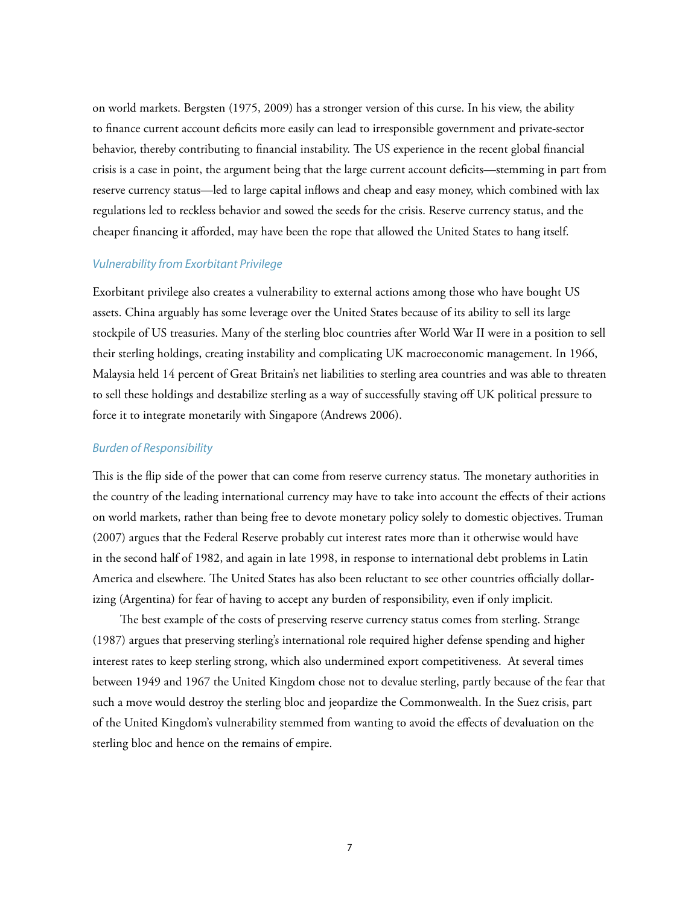on world markets. Bergsten (1975, 2009) has a stronger version of this curse. In his view, the ability to finance current account deficits more easily can lead to irresponsible government and private-sector behavior, thereby contributing to financial instability. The US experience in the recent global financial crisis is a case in point, the argument being that the large current account deficits—stemming in part from reserve currency status—led to large capital inflows and cheap and easy money, which combined with lax regulations led to reckless behavior and sowed the seeds for the crisis. Reserve currency status, and the cheaper financing it afforded, may have been the rope that allowed the United States to hang itself.

### *Vulnerability from Exorbitant Privilege*

Exorbitant privilege also creates a vulnerability to external actions among those who have bought US assets. China arguably has some leverage over the United States because of its ability to sell its large stockpile of US treasuries. Many of the sterling bloc countries after World War II were in a position to sell their sterling holdings, creating instability and complicating UK macroeconomic management. In 1966, Malaysia held 14 percent of Great Britain's net liabilities to sterling area countries and was able to threaten to sell these holdings and destabilize sterling as a way of successfully staving off UK political pressure to force it to integrate monetarily with Singapore (Andrews 2006).

### *Burden of Responsibility*

This is the flip side of the power that can come from reserve currency status. The monetary authorities in the country of the leading international currency may have to take into account the effects of their actions on world markets, rather than being free to devote monetary policy solely to domestic objectives. Truman (2007) argues that the Federal Reserve probably cut interest rates more than it otherwise would have in the second half of 1982, and again in late 1998, in response to international debt problems in Latin America and elsewhere. The United States has also been reluctant to see other countries officially dollarizing (Argentina) for fear of having to accept any burden of responsibility, even if only implicit.

The best example of the costs of preserving reserve currency status comes from sterling. Strange (1987) argues that preserving sterling's international role required higher defense spending and higher interest rates to keep sterling strong, which also undermined export competitiveness. At several times between 1949 and 1967 the United Kingdom chose not to devalue sterling, partly because of the fear that such a move would destroy the sterling bloc and jeopardize the Commonwealth. In the Suez crisis, part of the United Kingdom's vulnerability stemmed from wanting to avoid the effects of devaluation on the sterling bloc and hence on the remains of empire.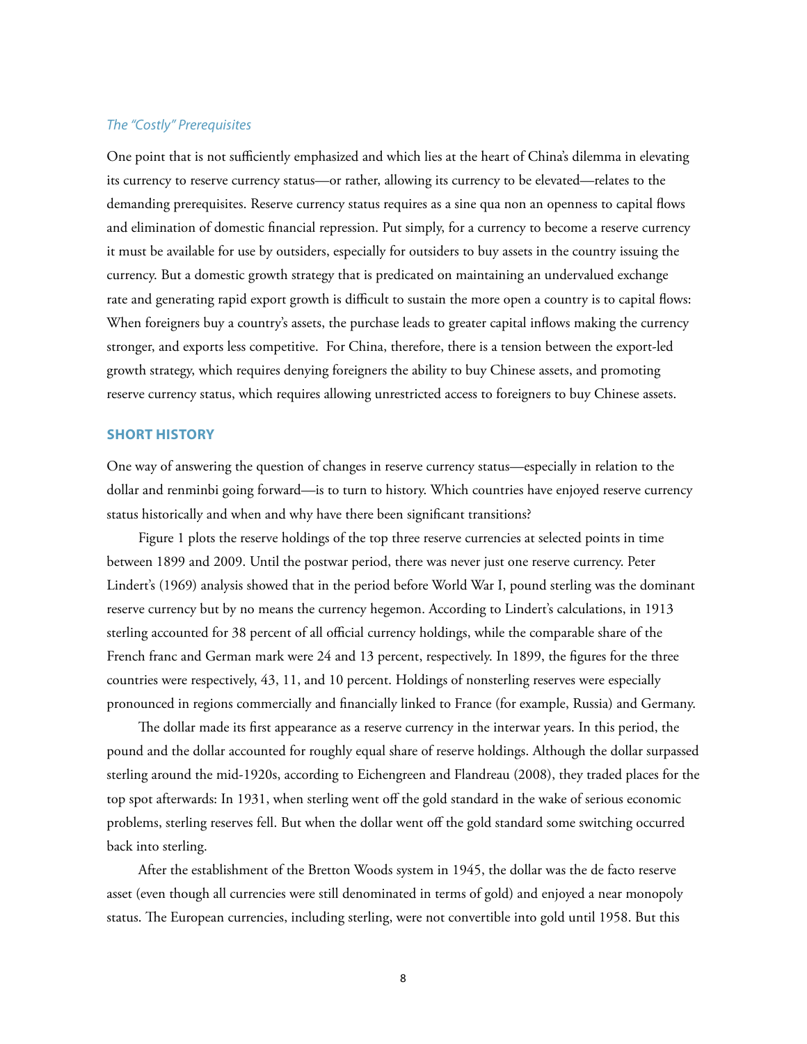### *The "Costly" Prerequisites*

One point that is not sufficiently emphasized and which lies at the heart of China's dilemma in elevating its currency to reserve currency status—or rather, allowing its currency to be elevated—relates to the demanding prerequisites. Reserve currency status requires as a sine qua non an openness to capital flows and elimination of domestic financial repression. Put simply, for a currency to become a reserve currency it must be available for use by outsiders, especially for outsiders to buy assets in the country issuing the currency. But a domestic growth strategy that is predicated on maintaining an undervalued exchange rate and generating rapid export growth is difficult to sustain the more open a country is to capital flows: When foreigners buy a country's assets, the purchase leads to greater capital inflows making the currency stronger, and exports less competitive. For China, therefore, there is a tension between the export-led growth strategy, which requires denying foreigners the ability to buy Chinese assets, and promoting reserve currency status, which requires allowing unrestricted access to foreigners to buy Chinese assets.

## SHORT HISTORY

One way of answering the question of changes in reserve currency status—especially in relation to the dollar and renminbi going forward—is to turn to history. Which countries have enjoyed reserve currency status historically and when and why have there been significant transitions?

Figure 1 plots the reserve holdings of the top three reserve currencies at selected points in time between 1899 and 2009. Until the postwar period, there was never just one reserve currency. Peter Lindert's (1969) analysis showed that in the period before World War I, pound sterling was the dominant reserve currency but by no means the currency hegemon. According to Lindert's calculations, in 1913 sterling accounted for 38 percent of all official currency holdings, while the comparable share of the French franc and German mark were 24 and 13 percent, respectively. In 1899, the figures for the three countries were respectively, 43, 11, and 10 percent. Holdings of nonsterling reserves were especially pronounced in regions commercially and financially linked to France (for example, Russia) and Germany.

The dollar made its first appearance as a reserve currency in the interwar years. In this period, the pound and the dollar accounted for roughly equal share of reserve holdings. Although the dollar surpassed sterling around the mid-1920s, according to Eichengreen and Flandreau (2008), they traded places for the top spot afterwards: In 1931, when sterling went off the gold standard in the wake of serious economic problems, sterling reserves fell. But when the dollar went off the gold standard some switching occurred back into sterling.

After the establishment of the Bretton Woods system in 1945, the dollar was the de facto reserve asset (even though all currencies were still denominated in terms of gold) and enjoyed a near monopoly status. The European currencies, including sterling, were not convertible into gold until 1958. But this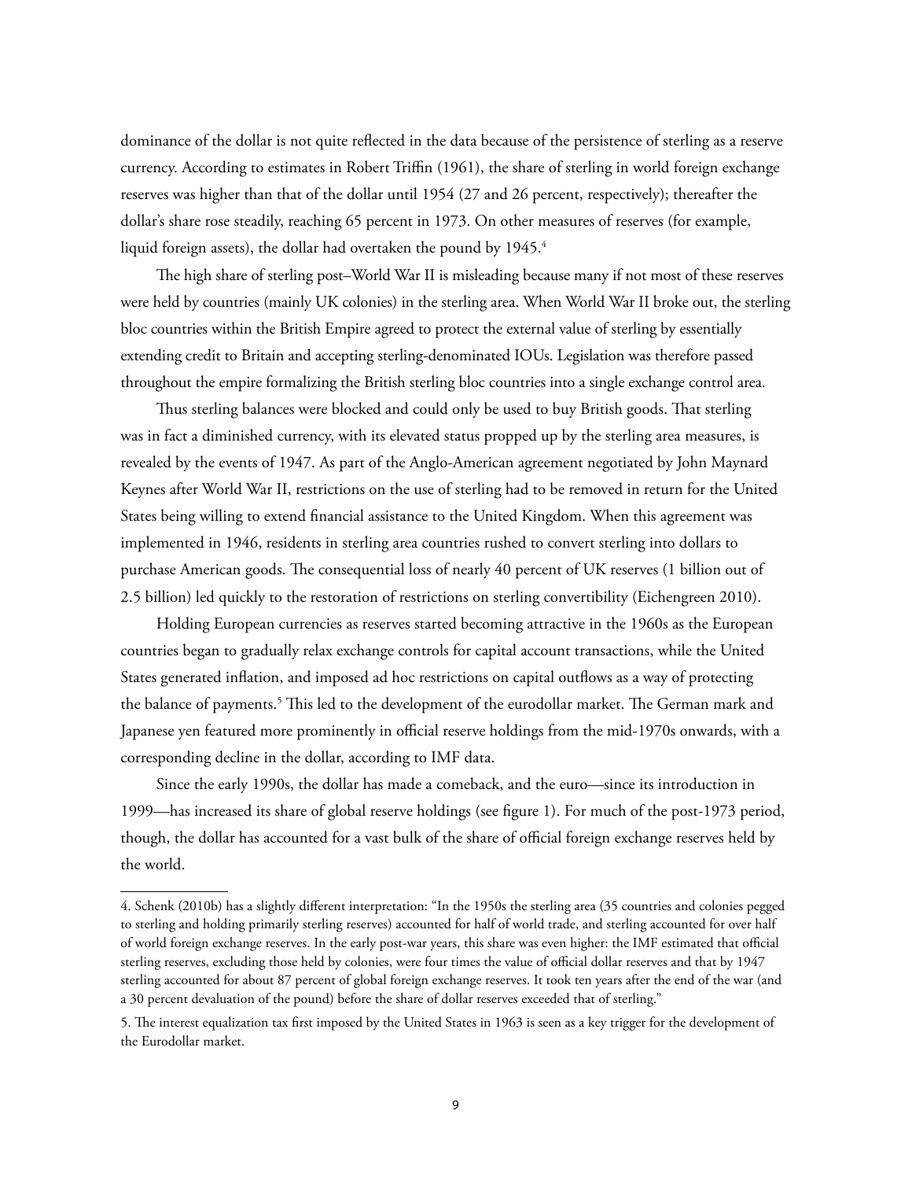dominance of the dollar is not quite reflected in the data because of the persistence of sterling as a reserve currency. According to estimates in Robert Triffin (1961), the share of sterling in world foreign exchange reserves was higher than that of the dollar until 1954 (27 and 26 percent, respectively); thereafter the dollar's share rose steadily, reaching 65 percent in 1973. On other measures of reserves (for example, liquid foreign assets), the dollar had overtaken the pound by 1945.[4]

The high share of sterling post–World War II is misleading because many if not most of these reserves were held by countries (mainly UK colonies) in the sterling area. When World War II broke out, the sterling bloc countries within the British Empire agreed to protect the external value of sterling by essentially extending credit to Britain and accepting sterling-denominated IOUs. Legislation was therefore passed throughout the empire formalizing the British sterling bloc countries into a single exchange control area.

Thus sterling balances were blocked and could only be used to buy British goods. That sterling was in fact a diminished currency, with its elevated status propped up by the sterling area measures, is revealed by the events of 1947. As part of the Anglo-American agreement negotiated by John Maynard Keynes after World War II, restrictions on the use of sterling had to be removed in return for the United States being willing to extend financial assistance to the United Kingdom. When this agreement was implemented in 1946, residents in sterling area countries rushed to convert sterling into dollars to purchase American goods. The consequential loss of nearly 40 percent of UK reserves (1 billion out of 2.5 billion) led quickly to the restoration of restrictions on sterling convertibility (Eichengreen 2010).

Holding European currencies as reserves started becoming attractive in the 1960s as the European countries began to gradually relax exchange controls for capital account transactions, while the United States generated inflation, and imposed ad hoc restrictions on capital outflows as a way of protecting the balance of payments.[5] This led to the development of the eurodollar market. The German mark and Japanese yen featured more prominently in official reserve holdings from the mid-1970s onwards, with a corresponding decline in the dollar, according to IMF data.

Since the early 1990s, the dollar has made a comeback, and the euro—since its introduction in 1999—has increased its share of global reserve holdings (see figure 1). For much of the post-1973 period, though, the dollar has accounted for a vast bulk of the share of official foreign exchange reserves held by the world.

---

4. Schenk (2010b) has a slightly different interpretation: "In the 1950s the sterling area (35 countries and colonies pegged to sterling and holding primarily sterling reserves) accounted for half of world trade, and sterling accounted for over half of world foreign exchange reserves. In the early post-war years, this share was even higher: the IMF estimated that official sterling reserves, excluding those held by colonies, were four times the value of official dollar reserves and that by 1947 sterling accounted for about 87 percent of global foreign exchange reserves. It took ten years after the end of the war (and a 30 percent devaluation of the pound) before the share of dollar reserves exceeded that of sterling."

5. The interest equalization tax first imposed by the United States in 1963 is seen as a key trigger for the development of the Eurodollar market.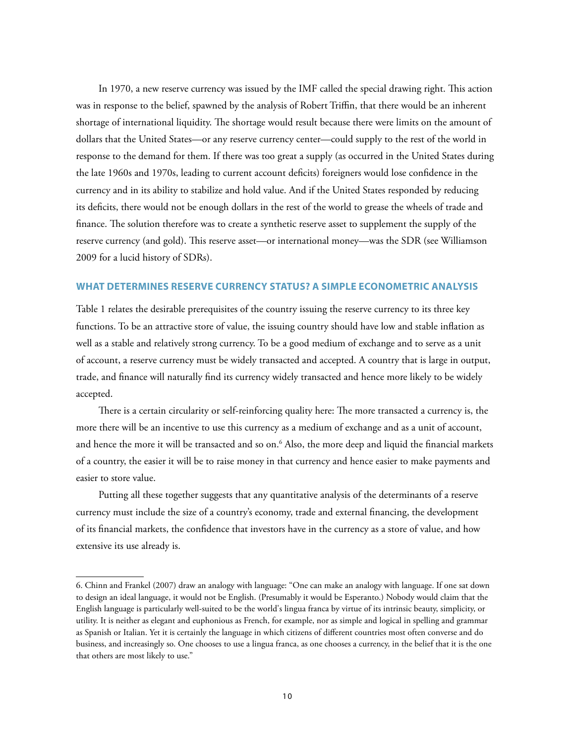In 1970, a new reserve currency was issued by the IMF called the special drawing right. This action was in response to the belief, spawned by the analysis of Robert Triffin, that there would be an inherent shortage of international liquidity. The shortage would result because there were limits on the amount of dollars that the United States—or any reserve currency center—could supply to the rest of the world in response to the demand for them. If there was too great a supply (as occurred in the United States during the late 1960s and 1970s, leading to current account deficits) foreigners would lose confidence in the currency and in its ability to stabilize and hold value. And if the United States responded by reducing its deficits, there would not be enough dollars in the rest of the world to grease the wheels of trade and finance. The solution therefore was to create a synthetic reserve asset to supplement the supply of the reserve currency (and gold). This reserve asset—or international money—was the SDR (see Williamson 2009 for a lucid history of SDRs).

## WHAT DETERMINES RESERVE CURRENCY STATUS? A SIMPLE ECONOMETRIC ANALYSIS

Table 1 relates the desirable prerequisites of the country issuing the reserve currency to its three key functions. To be an attractive store of value, the issuing country should have low and stable inflation as well as a stable and relatively strong currency. To be a good medium of exchange and to serve as a unit of account, a reserve currency must be widely transacted and accepted. A country that is large in output, trade, and finance will naturally find its currency widely transacted and hence more likely to be widely accepted.

There is a certain circularity or self-reinforcing quality here: The more transacted a currency is, the more there will be an incentive to use this currency as a medium of exchange and as a unit of account, and hence the more it will be transacted and so on.[6] Also, the more deep and liquid the financial markets of a country, the easier it will be to raise money in that currency and hence easier to make payments and easier to store value.

Putting all these together suggests that any quantitative analysis of the determinants of a reserve currency must include the size of a country's economy, trade and external financing, the development of its financial markets, the confidence that investors have in the currency as a store of value, and how extensive its use already is.

---

6. Chinn and Frankel (2007) draw an analogy with language: "One can make an analogy with language. If one sat down to design an ideal language, it would not be English. (Presumably it would be Esperanto.) Nobody would claim that the English language is particularly well-suited to be the world's lingua franca by virtue of its intrinsic beauty, simplicity, or utility. It is neither as elegant and euphonious as French, for example, nor as simple and logical in spelling and grammar as Spanish or Italian. Yet it is certainly the language in which citizens of different countries most often converse and do business, and increasingly so. One chooses to use a lingua franca, as one chooses a currency, in the belief that it is the one that others are most likely to use."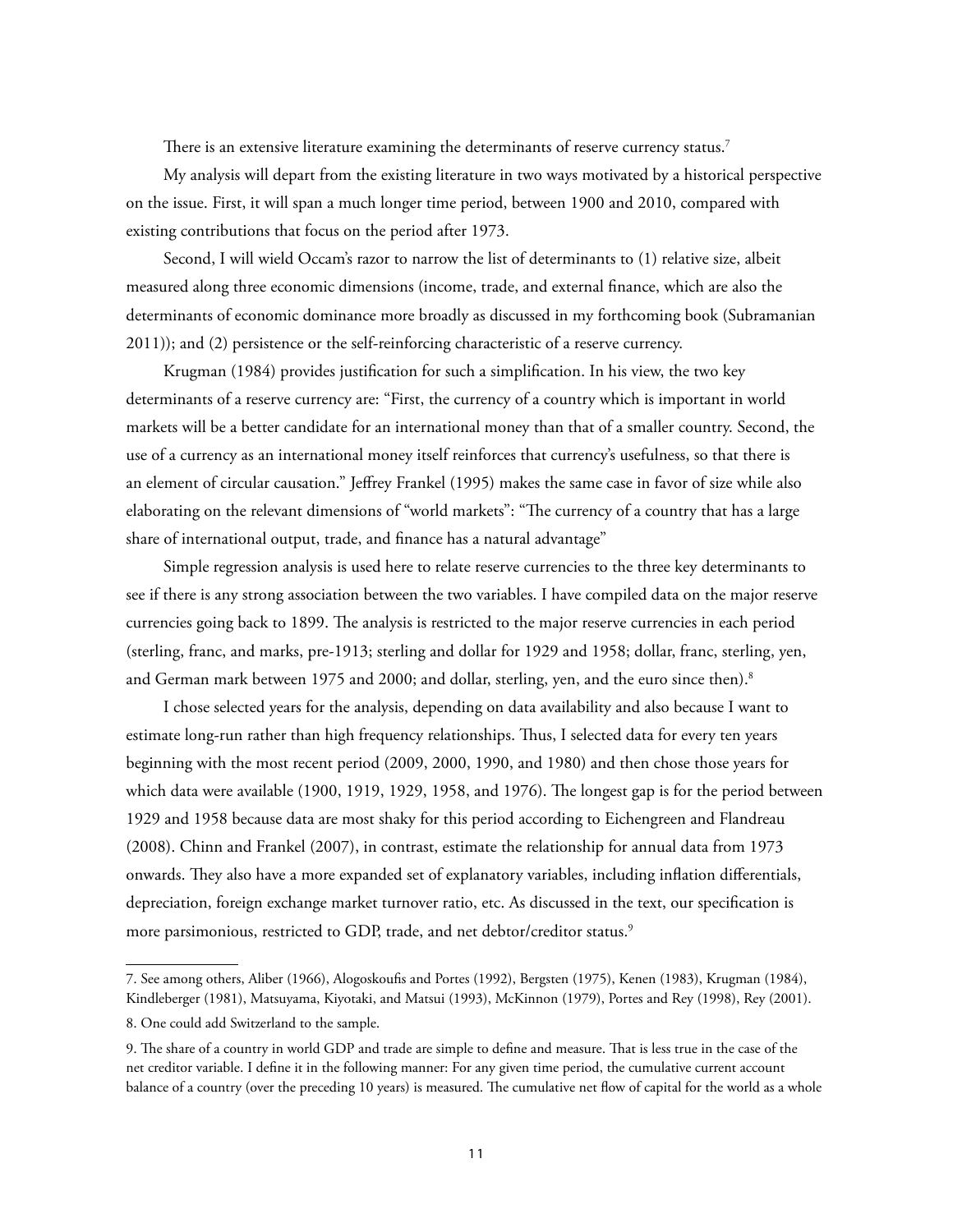There is an extensive literature examining the determinants of reserve currency status.[7]

My analysis will depart from the existing literature in two ways motivated by a historical perspective on the issue. First, it will span a much longer time period, between 1900 and 2010, compared with existing contributions that focus on the period after 1973.

Second, I will wield Occam's razor to narrow the list of determinants to (1) relative size, albeit measured along three economic dimensions (income, trade, and external finance, which are also the determinants of economic dominance more broadly as discussed in my forthcoming book (Subramanian 2011)); and (2) persistence or the self-reinforcing characteristic of a reserve currency.

Krugman (1984) provides justification for such a simplification. In his view, the two key determinants of a reserve currency are: "First, the currency of a country which is important in world markets will be a better candidate for an international money than that of a smaller country. Second, the use of a currency as an international money itself reinforces that currency's usefulness, so that there is an element of circular causation." Jeffrey Frankel (1995) makes the same case in favor of size while also elaborating on the relevant dimensions of "world markets": "The currency of a country that has a large share of international output, trade, and finance has a natural advantage"

Simple regression analysis is used here to relate reserve currencies to the three key determinants to see if there is any strong association between the two variables. I have compiled data on the major reserve currencies going back to 1899. The analysis is restricted to the major reserve currencies in each period (sterling, franc, and marks, pre-1913; sterling and dollar for 1929 and 1958; dollar, franc, sterling, yen, and German mark between 1975 and 2000; and dollar, sterling, yen, and the euro since then).[8]

I chose selected years for the analysis, depending on data availability and also because I want to estimate long-run rather than high frequency relationships. Thus, I selected data for every ten years beginning with the most recent period (2009, 2000, 1990, and 1980) and then chose those years for which data were available (1900, 1919, 1929, 1958, and 1976). The longest gap is for the period between 1929 and 1958 because data are most shaky for this period according to Eichengreen and Flandreau (2008). Chinn and Frankel (2007), in contrast, estimate the relationship for annual data from 1973 onwards. They also have a more expanded set of explanatory variables, including inflation differentials, depreciation, foreign exchange market turnover ratio, etc. As discussed in the text, our specification is more parsimonious, restricted to GDP, trade, and net debtor/creditor status.[9]

---

7. See among others, Aliber (1966), Alogoskoufis and Portes (1992), Bergsten (1975), Kenen (1983), Krugman (1984), Kindleberger (1981), Matsuyama, Kiyotaki, and Matsui (1993), McKinnon (1979), Portes and Rey (1998), Rey (2001).

8. One could add Switzerland to the sample.

9. The share of a country in world GDP and trade are simple to define and measure. That is less true in the case of the net creditor variable. I define it in the following manner: For any given time period, the cumulative current account balance of a country (over the preceding 10 years) is measured. The cumulative net flow of capital for the world as a whole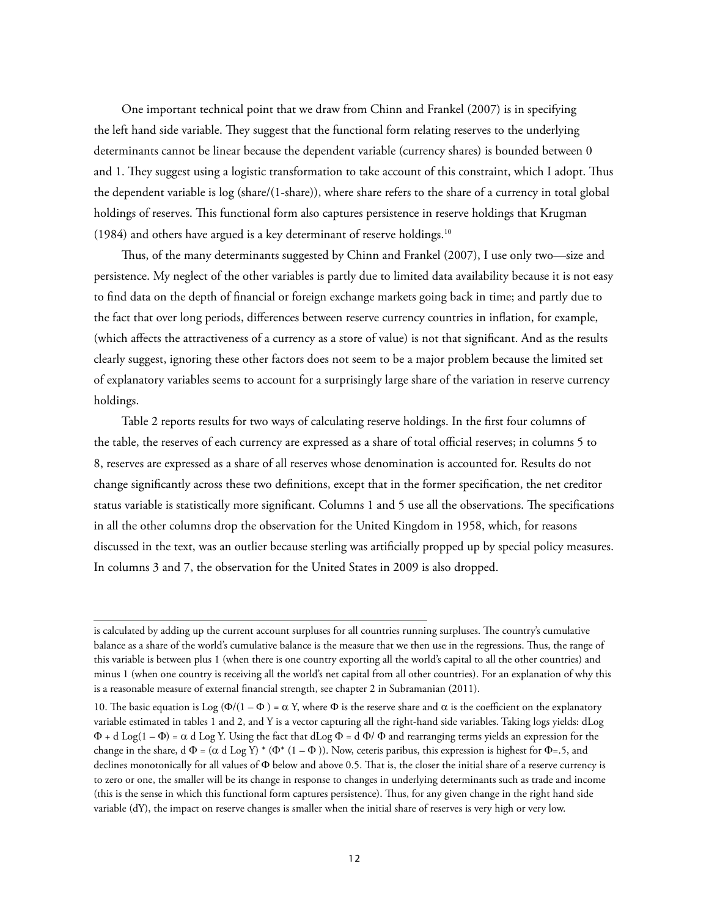One important technical point that we draw from Chinn and Frankel (2007) is in specifying the left hand side variable. They suggest that the functional form relating reserves to the underlying determinants cannot be linear because the dependent variable (currency shares) is bounded between 0 and 1. They suggest using a logistic transformation to take account of this constraint, which I adopt. Thus the dependent variable is log (share/(1-share)), where share refers to the share of a currency in total global holdings of reserves. This functional form also captures persistence in reserve holdings that Krugman (1984) and others have argued is a key determinant of reserve holdings.[10]

Thus, of the many determinants suggested by Chinn and Frankel (2007), I use only two—size and persistence. My neglect of the other variables is partly due to limited data availability because it is not easy to find data on the depth of financial or foreign exchange markets going back in time; and partly due to the fact that over long periods, differences between reserve currency countries in inflation, for example, (which affects the attractiveness of a currency as a store of value) is not that significant. And as the results clearly suggest, ignoring these other factors does not seem to be a major problem because the limited set of explanatory variables seems to account for a surprisingly large share of the variation in reserve currency holdings.

Table 2 reports results for two ways of calculating reserve holdings. In the first four columns of the table, the reserves of each currency are expressed as a share of total official reserves; in columns 5 to 8, reserves are expressed as a share of all reserves whose denomination is accounted for. Results do not change significantly across these two definitions, except that in the former specification, the net creditor status variable is statistically more significant. Columns 1 and 5 use all the observations. The specifications in all the other columns drop the observation for the United Kingdom in 1958, which, for reasons discussed in the text, was an outlier because sterling was artificially propped up by special policy measures. In columns 3 and 7, the observation for the United States in 2009 is also dropped.

---

is calculated by adding up the current account surpluses for all countries running surpluses. The country's cumulative balance as a share of the world's cumulative balance is the measure that we then use in the regressions. Thus, the range of this variable is between plus 1 (when there is one country exporting all the world's capital to all the other countries) and minus 1 (when one country is receiving all the world's net capital from all other countries). For an explanation of why this is a reasonable measure of external financial strength, see chapter 2 in Subramanian (2011).

10. The basic equation is $\text{Log}(\Phi/(1-\Phi)) = \alpha Y$, where $\Phi$ is the reserve share and $\alpha$ is the coefficient on the explanatory variable estimated in tables 1 and 2, and Y is a vector capturing all the right-hand side variables. Taking logs yields: $d\text{Log}\,\Phi + d\,\text{Log}(1-\Phi) = \alpha\, d\,\text{Log}\,Y$. Using the fact that $d\text{Log}\,\Phi = d\,\Phi/\Phi$ and rearranging terms yields an expression for the change in the share, $d\,\Phi = (\alpha\, d\,\text{Log}\,Y) * (\Phi * (1-\Phi))$. Now, ceteris paribus, this expression is highest for $\Phi=.5$, and declines monotonically for all values of $\Phi$ below and above 0.5. That is, the closer the initial share of a reserve currency is to zero or one, the smaller will be its change in response to changes in underlying determinants such as trade and income (this is the sense in which this functional form captures persistence). Thus, for any given change in the right hand side variable (dY), the impact on reserve changes is smaller when the initial share of reserves is very high or very low.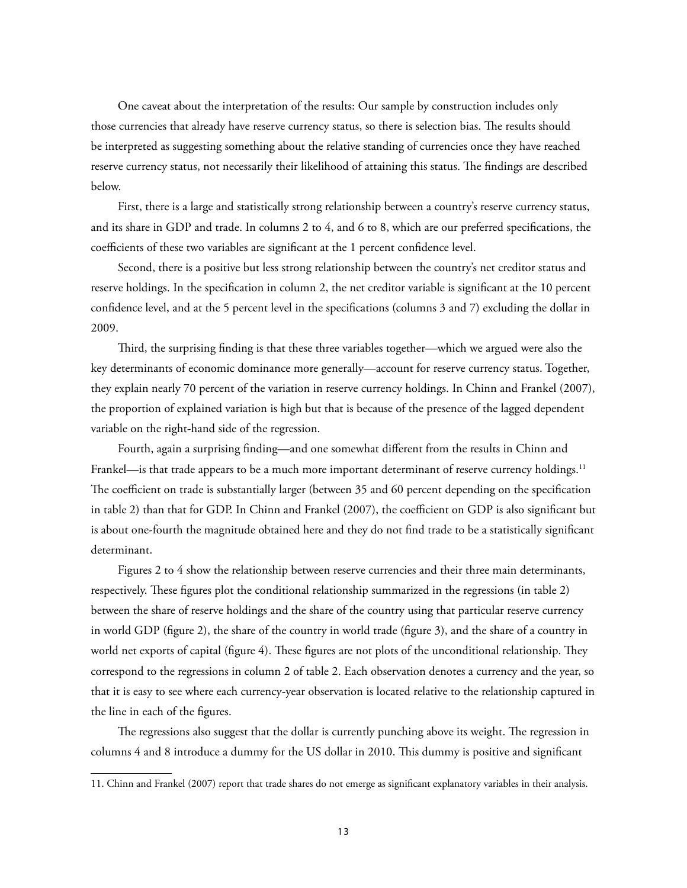One caveat about the interpretation of the results: Our sample by construction includes only those currencies that already have reserve currency status, so there is selection bias. The results should be interpreted as suggesting something about the relative standing of currencies once they have reached reserve currency status, not necessarily their likelihood of attaining this status. The findings are described below.

First, there is a large and statistically strong relationship between a country's reserve currency status, and its share in GDP and trade. In columns 2 to 4, and 6 to 8, which are our preferred specifications, the coefficients of these two variables are significant at the 1 percent confidence level.

Second, there is a positive but less strong relationship between the country's net creditor status and reserve holdings. In the specification in column 2, the net creditor variable is significant at the 10 percent confidence level, and at the 5 percent level in the specifications (columns 3 and 7) excluding the dollar in 2009.

Third, the surprising finding is that these three variables together—which we argued were also the key determinants of economic dominance more generally—account for reserve currency status. Together, they explain nearly 70 percent of the variation in reserve currency holdings. In Chinn and Frankel (2007), the proportion of explained variation is high but that is because of the presence of the lagged dependent variable on the right-hand side of the regression.

Fourth, again a surprising finding—and one somewhat different from the results in Chinn and Frankel—is that trade appears to be a much more important determinant of reserve currency holdings.[11] The coefficient on trade is substantially larger (between 35 and 60 percent depending on the specification in table 2) than that for GDP. In Chinn and Frankel (2007), the coefficient on GDP is also significant but is about one-fourth the magnitude obtained here and they do not find trade to be a statistically significant determinant.

Figures 2 to 4 show the relationship between reserve currencies and their three main determinants, respectively. These figures plot the conditional relationship summarized in the regressions (in table 2) between the share of reserve holdings and the share of the country using that particular reserve currency in world GDP (figure 2), the share of the country in world trade (figure 3), and the share of a country in world net exports of capital (figure 4). These figures are not plots of the unconditional relationship. They correspond to the regressions in column 2 of table 2. Each observation denotes a currency and the year, so that it is easy to see where each currency-year observation is located relative to the relationship captured in the line in each of the figures.

The regressions also suggest that the dollar is currently punching above its weight. The regression in columns 4 and 8 introduce a dummy for the US dollar in 2010. This dummy is positive and significant

---

11. Chinn and Frankel (2007) report that trade shares do not emerge as significant explanatory variables in their analysis.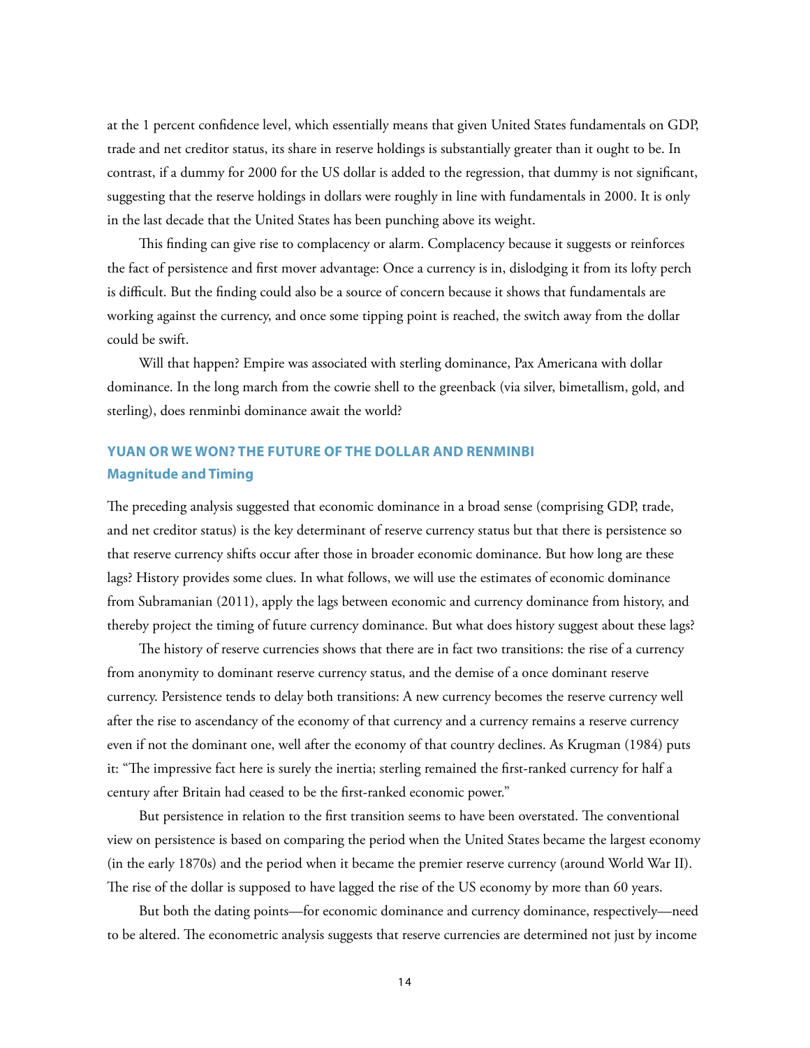at the 1 percent confidence level, which essentially means that given United States fundamentals on GDP, trade and net creditor status, its share in reserve holdings is substantially greater than it ought to be. In contrast, if a dummy for 2000 for the US dollar is added to the regression, that dummy is not significant, suggesting that the reserve holdings in dollars were roughly in line with fundamentals in 2000. It is only in the last decade that the United States has been punching above its weight.

This finding can give rise to complacency or alarm. Complacency because it suggests or reinforces the fact of persistence and first mover advantage: Once a currency is in, dislodging it from its lofty perch is difficult. But the finding could also be a source of concern because it shows that fundamentals are working against the currency, and once some tipping point is reached, the switch away from the dollar could be swift.

Will that happen? Empire was associated with sterling dominance, Pax Americana with dollar dominance. In the long march from the cowrie shell to the greenback (via silver, bimetallism, gold, and sterling), does renminbi dominance await the world?

## YUAN OR WE WON? THE FUTURE OF THE DOLLAR AND RENMINBI

### Magnitude and Timing

The preceding analysis suggested that economic dominance in a broad sense (comprising GDP, trade, and net creditor status) is the key determinant of reserve currency status but that there is persistence so that reserve currency shifts occur after those in broader economic dominance. But how long are these lags? History provides some clues. In what follows, we will use the estimates of economic dominance from Subramanian (2011), apply the lags between economic and currency dominance from history, and thereby project the timing of future currency dominance. But what does history suggest about these lags?

The history of reserve currencies shows that there are in fact two transitions: the rise of a currency from anonymity to dominant reserve currency status, and the demise of a once dominant reserve currency. Persistence tends to delay both transitions: A new currency becomes the reserve currency well after the rise to ascendancy of the economy of that currency and a currency remains a reserve currency even if not the dominant one, well after the economy of that country declines. As Krugman (1984) puts it: "The impressive fact here is surely the inertia; sterling remained the first-ranked currency for half a century after Britain had ceased to be the first-ranked economic power."

But persistence in relation to the first transition seems to have been overstated. The conventional view on persistence is based on comparing the period when the United States became the largest economy (in the early 1870s) and the period when it became the premier reserve currency (around World War II). The rise of the dollar is supposed to have lagged the rise of the US economy by more than 60 years.

But both the dating points—for economic dominance and currency dominance, respectively—need to be altered. The econometric analysis suggests that reserve currencies are determined not just by income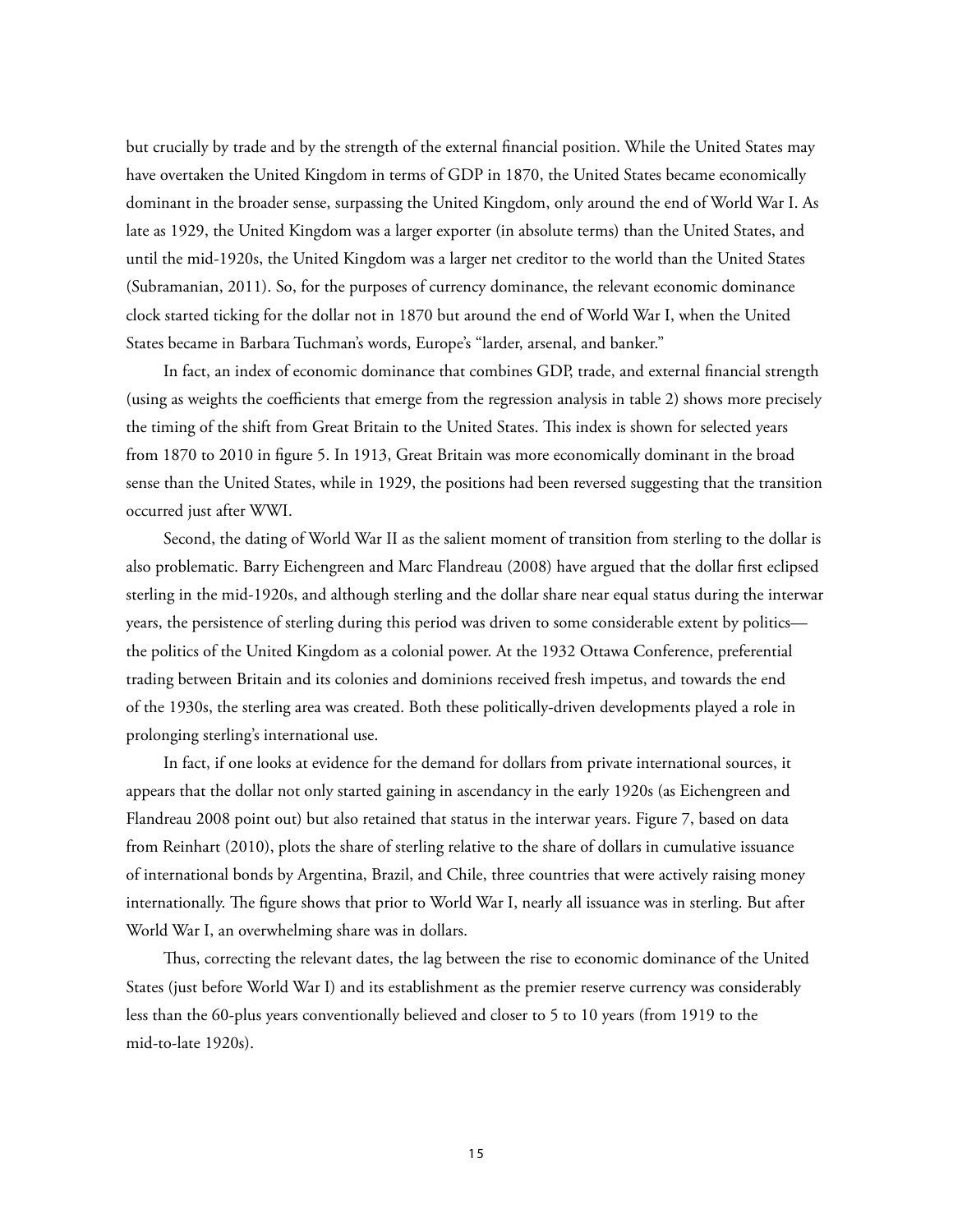but crucially by trade and by the strength of the external financial position. While the United States may have overtaken the United Kingdom in terms of GDP in 1870, the United States became economically dominant in the broader sense, surpassing the United Kingdom, only around the end of World War I. As late as 1929, the United Kingdom was a larger exporter (in absolute terms) than the United States, and until the mid-1920s, the United Kingdom was a larger net creditor to the world than the United States (Subramanian, 2011). So, for the purposes of currency dominance, the relevant economic dominance clock started ticking for the dollar not in 1870 but around the end of World War I, when the United States became in Barbara Tuchman's words, Europe's "larder, arsenal, and banker."

In fact, an index of economic dominance that combines GDP, trade, and external financial strength (using as weights the coefficients that emerge from the regression analysis in table 2) shows more precisely the timing of the shift from Great Britain to the United States. This index is shown for selected years from 1870 to 2010 in figure 5. In 1913, Great Britain was more economically dominant in the broad sense than the United States, while in 1929, the positions had been reversed suggesting that the transition occurred just after WWI.

Second, the dating of World War II as the salient moment of transition from sterling to the dollar is also problematic. Barry Eichengreen and Marc Flandreau (2008) have argued that the dollar first eclipsed sterling in the mid-1920s, and although sterling and the dollar share near equal status during the interwar years, the persistence of sterling during this period was driven to some considerable extent by politics—the politics of the United Kingdom as a colonial power. At the 1932 Ottawa Conference, preferential trading between Britain and its colonies and dominions received fresh impetus, and towards the end of the 1930s, the sterling area was created. Both these politically-driven developments played a role in prolonging sterling's international use.

In fact, if one looks at evidence for the demand for dollars from private international sources, it appears that the dollar not only started gaining in ascendancy in the early 1920s (as Eichengreen and Flandreau 2008 point out) but also retained that status in the interwar years. Figure 7, based on data from Reinhart (2010), plots the share of sterling relative to the share of dollars in cumulative issuance of international bonds by Argentina, Brazil, and Chile, three countries that were actively raising money internationally. The figure shows that prior to World War I, nearly all issuance was in sterling. But after World War I, an overwhelming share was in dollars.

Thus, correcting the relevant dates, the lag between the rise to economic dominance of the United States (just before World War I) and its establishment as the premier reserve currency was considerably less than the 60-plus years conventionally believed and closer to 5 to 10 years (from 1919 to the mid-to-late 1920s).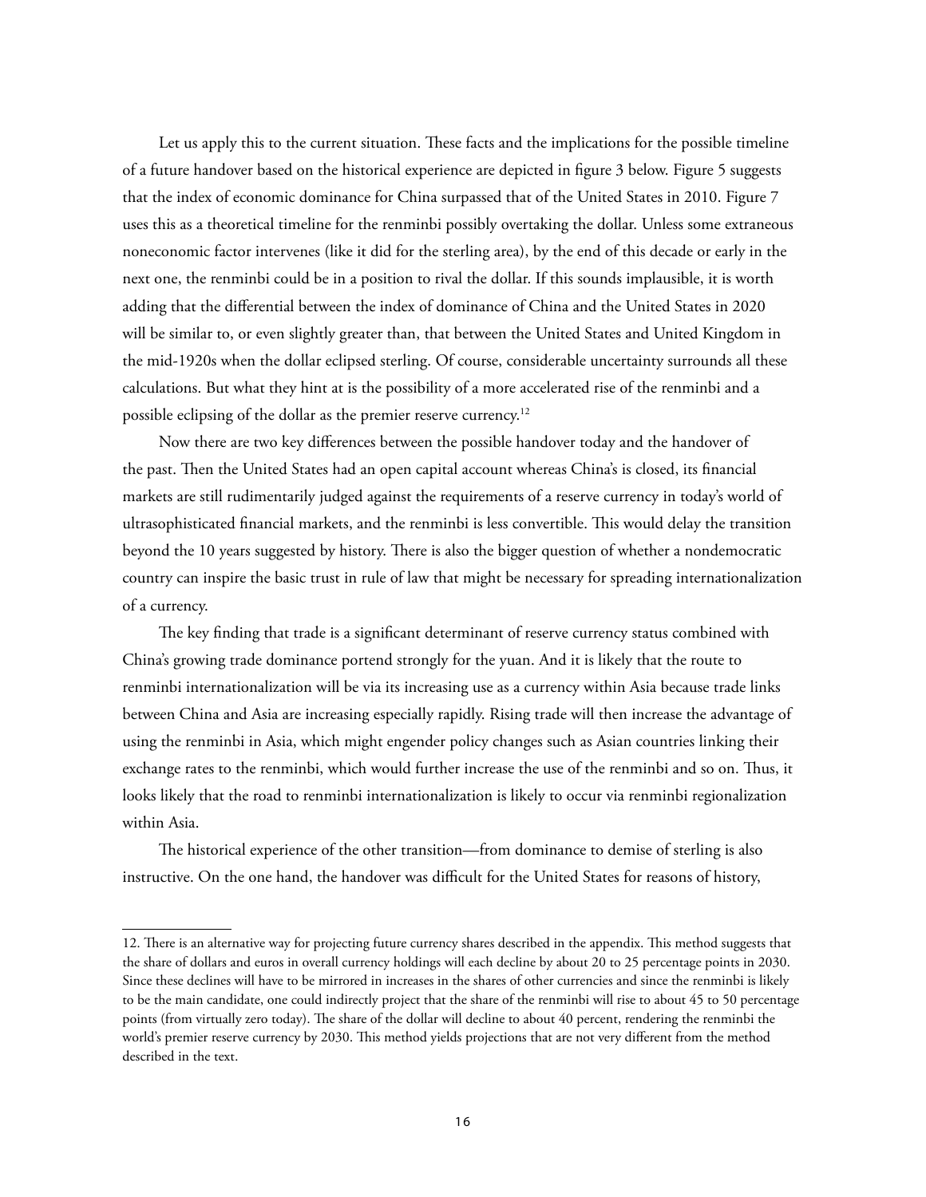Let us apply this to the current situation. These facts and the implications for the possible timeline of a future handover based on the historical experience are depicted in figure 3 below. Figure 5 suggests that the index of economic dominance for China surpassed that of the United States in 2010. Figure 7 uses this as a theoretical timeline for the renminbi possibly overtaking the dollar. Unless some extraneous noneconomic factor intervenes (like it did for the sterling area), by the end of this decade or early in the next one, the renminbi could be in a position to rival the dollar. If this sounds implausible, it is worth adding that the differential between the index of dominance of China and the United States in 2020 will be similar to, or even slightly greater than, that between the United States and United Kingdom in the mid-1920s when the dollar eclipsed sterling. Of course, considerable uncertainty surrounds all these calculations. But what they hint at is the possibility of a more accelerated rise of the renminbi and a possible eclipsing of the dollar as the premier reserve currency.[12]

Now there are two key differences between the possible handover today and the handover of the past. Then the United States had an open capital account whereas China's is closed, its financial markets are still rudimentarily judged against the requirements of a reserve currency in today's world of ultrasophisticated financial markets, and the renminbi is less convertible. This would delay the transition beyond the 10 years suggested by history. There is also the bigger question of whether a nondemocratic country can inspire the basic trust in rule of law that might be necessary for spreading internationalization of a currency.

The key finding that trade is a significant determinant of reserve currency status combined with China's growing trade dominance portend strongly for the yuan. And it is likely that the route to renminbi internationalization will be via its increasing use as a currency within Asia because trade links between China and Asia are increasing especially rapidly. Rising trade will then increase the advantage of using the renminbi in Asia, which might engender policy changes such as Asian countries linking their exchange rates to the renminbi, which would further increase the use of the renminbi and so on. Thus, it looks likely that the road to renminbi internationalization is likely to occur via renminbi regionalization within Asia.

The historical experience of the other transition—from dominance to demise of sterling is also instructive. On the one hand, the handover was difficult for the United States for reasons of history,

---

12. There is an alternative way for projecting future currency shares described in the appendix. This method suggests that the share of dollars and euros in overall currency holdings will each decline by about 20 to 25 percentage points in 2030. Since these declines will have to be mirrored in increases in the shares of other currencies and since the renminbi is likely to be the main candidate, one could indirectly project that the share of the renminbi will rise to about 45 to 50 percentage points (from virtually zero today). The share of the dollar will decline to about 40 percent, rendering the renminbi the world's premier reserve currency by 2030. This method yields projections that are not very different from the method described in the text.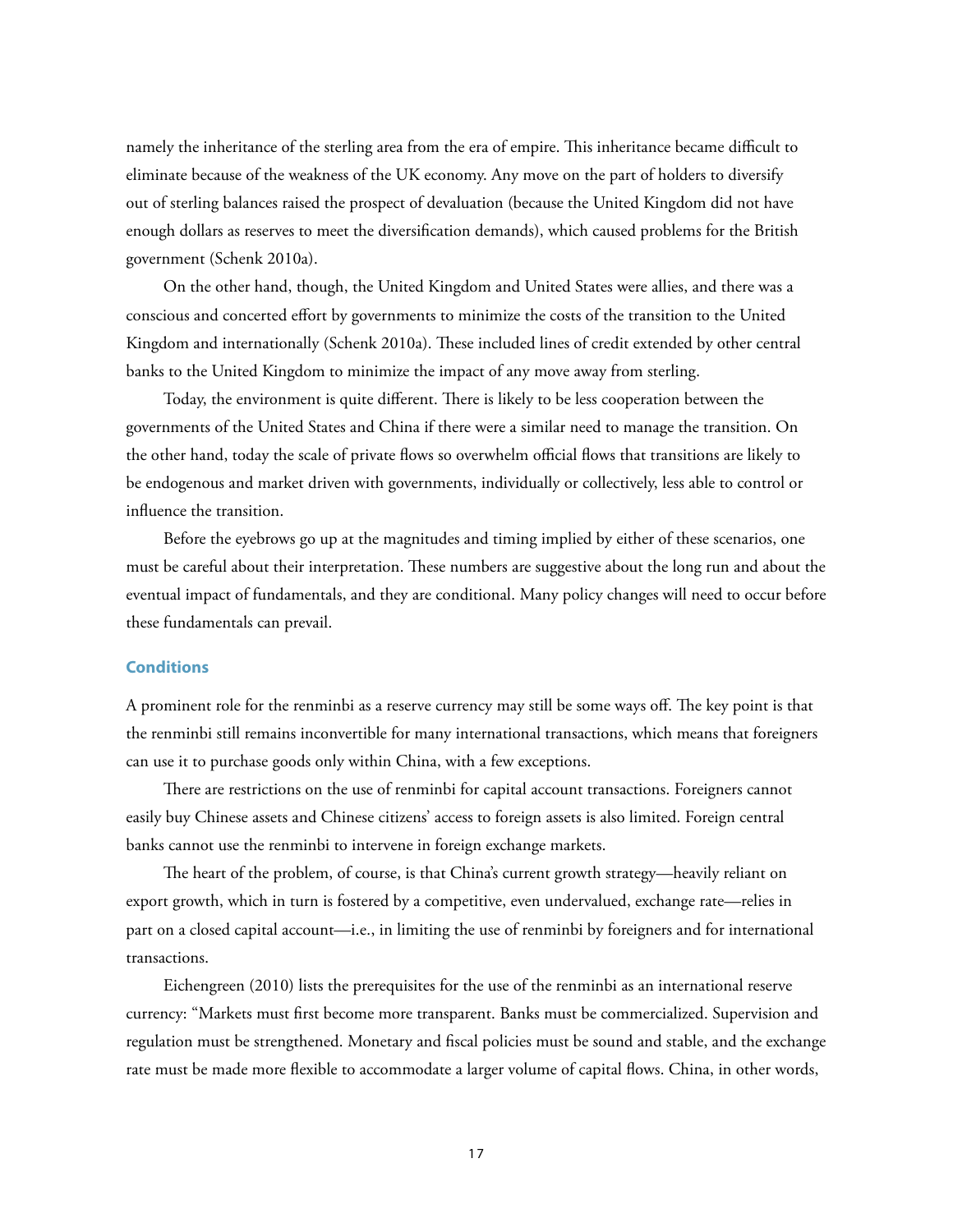namely the inheritance of the sterling area from the era of empire. This inheritance became difficult to eliminate because of the weakness of the UK economy. Any move on the part of holders to diversify out of sterling balances raised the prospect of devaluation (because the United Kingdom did not have enough dollars as reserves to meet the diversification demands), which caused problems for the British government (Schenk 2010a).

On the other hand, though, the United Kingdom and United States were allies, and there was a conscious and concerted effort by governments to minimize the costs of the transition to the United Kingdom and internationally (Schenk 2010a). These included lines of credit extended by other central banks to the United Kingdom to minimize the impact of any move away from sterling.

Today, the environment is quite different. There is likely to be less cooperation between the governments of the United States and China if there were a similar need to manage the transition. On the other hand, today the scale of private flows so overwhelm official flows that transitions are likely to be endogenous and market driven with governments, individually or collectively, less able to control or influence the transition.

Before the eyebrows go up at the magnitudes and timing implied by either of these scenarios, one must be careful about their interpretation. These numbers are suggestive about the long run and about the eventual impact of fundamentals, and they are conditional. Many policy changes will need to occur before these fundamentals can prevail.

### Conditions

A prominent role for the renminbi as a reserve currency may still be some ways off. The key point is that the renminbi still remains inconvertible for many international transactions, which means that foreigners can use it to purchase goods only within China, with a few exceptions.

There are restrictions on the use of renminbi for capital account transactions. Foreigners cannot easily buy Chinese assets and Chinese citizens' access to foreign assets is also limited. Foreign central banks cannot use the renminbi to intervene in foreign exchange markets.

The heart of the problem, of course, is that China's current growth strategy—heavily reliant on export growth, which in turn is fostered by a competitive, even undervalued, exchange rate—relies in part on a closed capital account—i.e., in limiting the use of renminbi by foreigners and for international transactions.

Eichengreen (2010) lists the prerequisites for the use of the renminbi as an international reserve currency: "Markets must first become more transparent. Banks must be commercialized. Supervision and regulation must be strengthened. Monetary and fiscal policies must be sound and stable, and the exchange rate must be made more flexible to accommodate a larger volume of capital flows. China, in other words,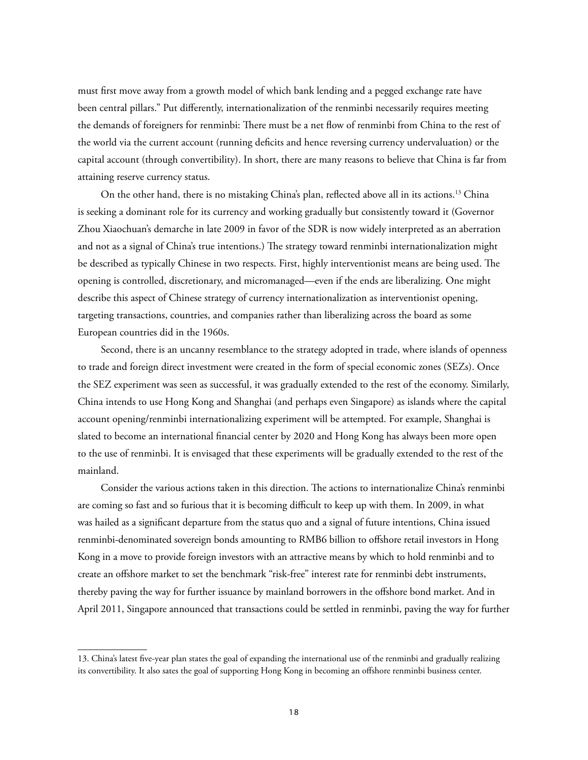must first move away from a growth model of which bank lending and a pegged exchange rate have been central pillars." Put differently, internationalization of the renminbi necessarily requires meeting the demands of foreigners for renminbi: There must be a net flow of renminbi from China to the rest of the world via the current account (running deficits and hence reversing currency undervaluation) or the capital account (through convertibility). In short, there are many reasons to believe that China is far from attaining reserve currency status.

On the other hand, there is no mistaking China's plan, reflected above all in its actions.[13] China is seeking a dominant role for its currency and working gradually but consistently toward it (Governor Zhou Xiaochuan's demarche in late 2009 in favor of the SDR is now widely interpreted as an aberration and not as a signal of China's true intentions.) The strategy toward renminbi internationalization might be described as typically Chinese in two respects. First, highly interventionist means are being used. The opening is controlled, discretionary, and micromanaged—even if the ends are liberalizing. One might describe this aspect of Chinese strategy of currency internationalization as interventionist opening, targeting transactions, countries, and companies rather than liberalizing across the board as some European countries did in the 1960s.

Second, there is an uncanny resemblance to the strategy adopted in trade, where islands of openness to trade and foreign direct investment were created in the form of special economic zones (SEZs). Once the SEZ experiment was seen as successful, it was gradually extended to the rest of the economy. Similarly, China intends to use Hong Kong and Shanghai (and perhaps even Singapore) as islands where the capital account opening/renminbi internationalizing experiment will be attempted. For example, Shanghai is slated to become an international financial center by 2020 and Hong Kong has always been more open to the use of renminbi. It is envisaged that these experiments will be gradually extended to the rest of the mainland.

Consider the various actions taken in this direction. The actions to internationalize China's renminbi are coming so fast and so furious that it is becoming difficult to keep up with them. In 2009, in what was hailed as a significant departure from the status quo and a signal of future intentions, China issued renminbi-denominated sovereign bonds amounting to RMB6 billion to offshore retail investors in Hong Kong in a move to provide foreign investors with an attractive means by which to hold renminbi and to create an offshore market to set the benchmark "risk-free" interest rate for renminbi debt instruments, thereby paving the way for further issuance by mainland borrowers in the offshore bond market. And in April 2011, Singapore announced that transactions could be settled in renminbi, paving the way for further

---

13. China's latest five-year plan states the goal of expanding the international use of the renminbi and gradually realizing its convertibility. It also sates the goal of supporting Hong Kong in becoming an offshore renminbi business center.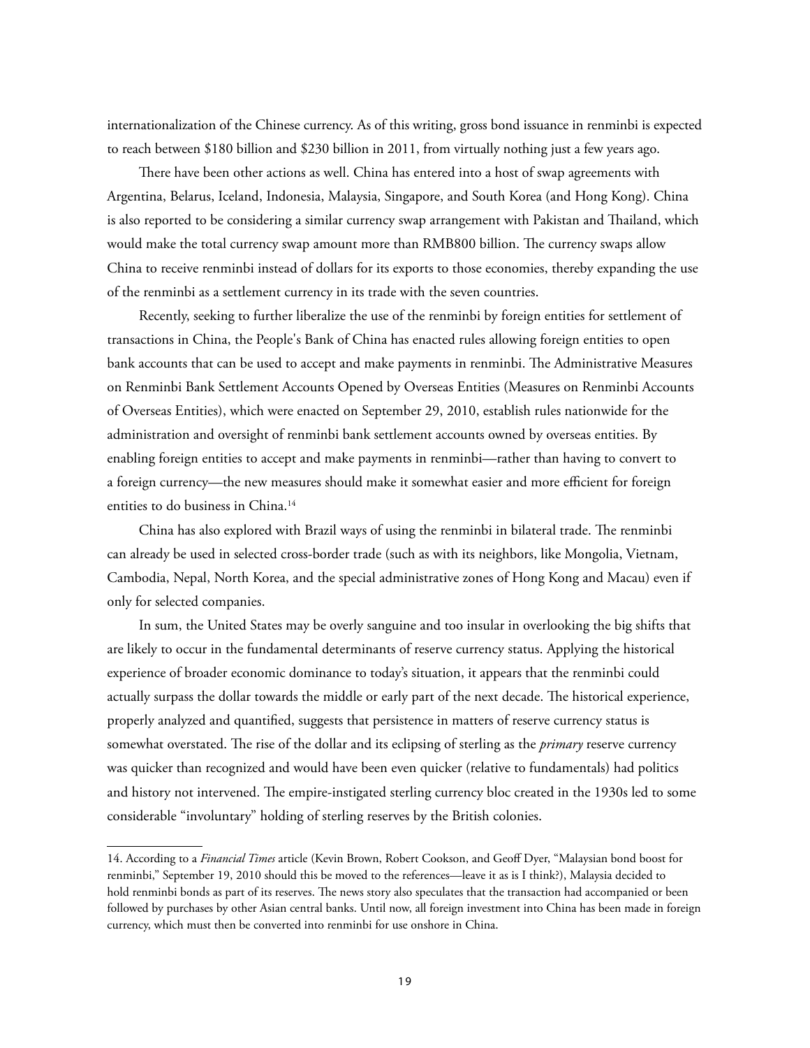internationalization of the Chinese currency. As of this writing, gross bond issuance in renminbi is expected to reach between $180 billion and $230 billion in 2011, from virtually nothing just a few years ago.

There have been other actions as well. China has entered into a host of swap agreements with Argentina, Belarus, Iceland, Indonesia, Malaysia, Singapore, and South Korea (and Hong Kong). China is also reported to be considering a similar currency swap arrangement with Pakistan and Thailand, which would make the total currency swap amount more than RMB800 billion. The currency swaps allow China to receive renminbi instead of dollars for its exports to those economies, thereby expanding the use of the renminbi as a settlement currency in its trade with the seven countries.

Recently, seeking to further liberalize the use of the renminbi by foreign entities for settlement of transactions in China, the People's Bank of China has enacted rules allowing foreign entities to open bank accounts that can be used to accept and make payments in renminbi. The Administrative Measures on Renminbi Bank Settlement Accounts Opened by Overseas Entities (Measures on Renminbi Accounts of Overseas Entities), which were enacted on September 29, 2010, establish rules nationwide for the administration and oversight of renminbi bank settlement accounts owned by overseas entities. By enabling foreign entities to accept and make payments in renminbi—rather than having to convert to a foreign currency—the new measures should make it somewhat easier and more efficient for foreign entities to do business in China.[14]

China has also explored with Brazil ways of using the renminbi in bilateral trade. The renminbi can already be used in selected cross-border trade (such as with its neighbors, like Mongolia, Vietnam, Cambodia, Nepal, North Korea, and the special administrative zones of Hong Kong and Macau) even if only for selected companies.

In sum, the United States may be overly sanguine and too insular in overlooking the big shifts that are likely to occur in the fundamental determinants of reserve currency status. Applying the historical experience of broader economic dominance to today's situation, it appears that the renminbi could actually surpass the dollar towards the middle or early part of the next decade. The historical experience, properly analyzed and quantified, suggests that persistence in matters of reserve currency status is somewhat overstated. The rise of the dollar and its eclipsing of sterling as the *primary* reserve currency was quicker than recognized and would have been even quicker (relative to fundamentals) had politics and history not intervened. The empire-instigated sterling currency bloc created in the 1930s led to some considerable "involuntary" holding of sterling reserves by the British colonies.

---

14. According to a *Financial Times* article (Kevin Brown, Robert Cookson, and Geoff Dyer, "Malaysian bond boost for renminbi," September 19, 2010 should this be moved to the references—leave it as is I think?), Malaysia decided to hold renminbi bonds as part of its reserves. The news story also speculates that the transaction had accompanied or been followed by purchases by other Asian central banks. Until now, all foreign investment into China has been made in foreign currency, which must then be converted into renminbi for use onshore in China.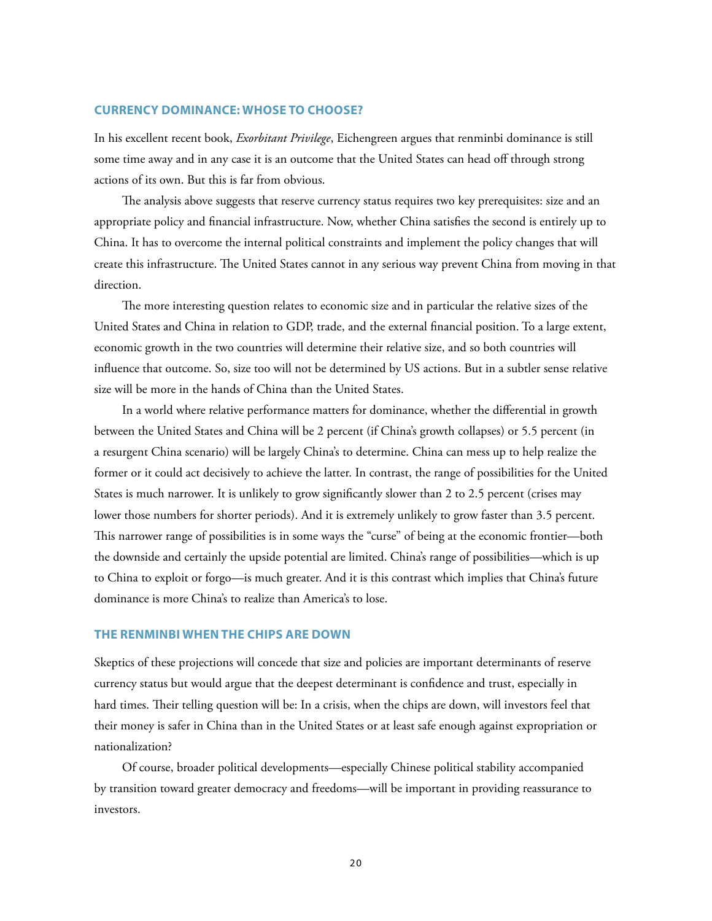## CURRENCY DOMINANCE: WHOSE TO CHOOSE?

In his excellent recent book, *Exorbitant Privilege*, Eichengreen argues that renminbi dominance is still some time away and in any case it is an outcome that the United States can head off through strong actions of its own. But this is far from obvious.

The analysis above suggests that reserve currency status requires two key prerequisites: size and an appropriate policy and financial infrastructure. Now, whether China satisfies the second is entirely up to China. It has to overcome the internal political constraints and implement the policy changes that will create this infrastructure. The United States cannot in any serious way prevent China from moving in that direction.

The more interesting question relates to economic size and in particular the relative sizes of the United States and China in relation to GDP, trade, and the external financial position. To a large extent, economic growth in the two countries will determine their relative size, and so both countries will influence that outcome. So, size too will not be determined by US actions. But in a subtler sense relative size will be more in the hands of China than the United States.

In a world where relative performance matters for dominance, whether the differential in growth between the United States and China will be 2 percent (if China's growth collapses) or 5.5 percent (in a resurgent China scenario) will be largely China's to determine. China can mess up to help realize the former or it could act decisively to achieve the latter. In contrast, the range of possibilities for the United States is much narrower. It is unlikely to grow significantly slower than 2 to 2.5 percent (crises may lower those numbers for shorter periods). And it is extremely unlikely to grow faster than 3.5 percent. This narrower range of possibilities is in some ways the "curse" of being at the economic frontier—both the downside and certainly the upside potential are limited. China's range of possibilities—which is up to China to exploit or forgo—is much greater. And it is this contrast which implies that China's future dominance is more China's to realize than America's to lose.

## THE RENMINBI WHEN THE CHIPS ARE DOWN

Skeptics of these projections will concede that size and policies are important determinants of reserve currency status but would argue that the deepest determinant is confidence and trust, especially in hard times. Their telling question will be: In a crisis, when the chips are down, will investors feel that their money is safer in China than in the United States or at least safe enough against expropriation or nationalization?

Of course, broader political developments—especially Chinese political stability accompanied by transition toward greater democracy and freedoms—will be important in providing reassurance to investors.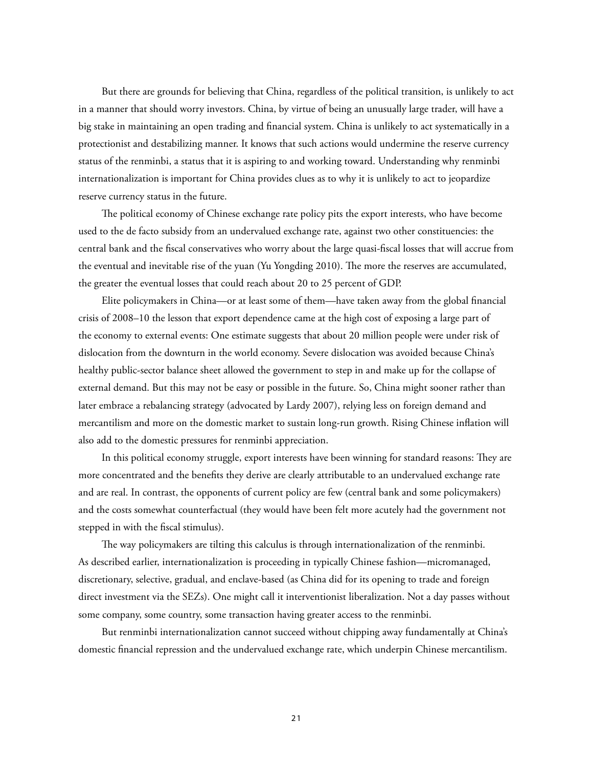But there are grounds for believing that China, regardless of the political transition, is unlikely to act in a manner that should worry investors. China, by virtue of being an unusually large trader, will have a big stake in maintaining an open trading and financial system. China is unlikely to act systematically in a protectionist and destabilizing manner. It knows that such actions would undermine the reserve currency status of the renminbi, a status that it is aspiring to and working toward. Understanding why renminbi internationalization is important for China provides clues as to why it is unlikely to act to jeopardize reserve currency status in the future.

The political economy of Chinese exchange rate policy pits the export interests, who have become used to the de facto subsidy from an undervalued exchange rate, against two other constituencies: the central bank and the fiscal conservatives who worry about the large quasi-fiscal losses that will accrue from the eventual and inevitable rise of the yuan (Yu Yongding 2010). The more the reserves are accumulated, the greater the eventual losses that could reach about 20 to 25 percent of GDP.

Elite policymakers in China—or at least some of them—have taken away from the global financial crisis of 2008–10 the lesson that export dependence came at the high cost of exposing a large part of the economy to external events: One estimate suggests that about 20 million people were under risk of dislocation from the downturn in the world economy. Severe dislocation was avoided because China's healthy public-sector balance sheet allowed the government to step in and make up for the collapse of external demand. But this may not be easy or possible in the future. So, China might sooner rather than later embrace a rebalancing strategy (advocated by Lardy 2007), relying less on foreign demand and mercantilism and more on the domestic market to sustain long-run growth. Rising Chinese inflation will also add to the domestic pressures for renminbi appreciation.

In this political economy struggle, export interests have been winning for standard reasons: They are more concentrated and the benefits they derive are clearly attributable to an undervalued exchange rate and are real. In contrast, the opponents of current policy are few (central bank and some policymakers) and the costs somewhat counterfactual (they would have been felt more acutely had the government not stepped in with the fiscal stimulus).

The way policymakers are tilting this calculus is through internationalization of the renminbi. As described earlier, internationalization is proceeding in typically Chinese fashion—micromanaged, discretionary, selective, gradual, and enclave-based (as China did for its opening to trade and foreign direct investment via the SEZs). One might call it interventionist liberalization. Not a day passes without some company, some country, some transaction having greater access to the renminbi.

But renminbi internationalization cannot succeed without chipping away fundamentally at China's domestic financial repression and the undervalued exchange rate, which underpin Chinese mercantilism.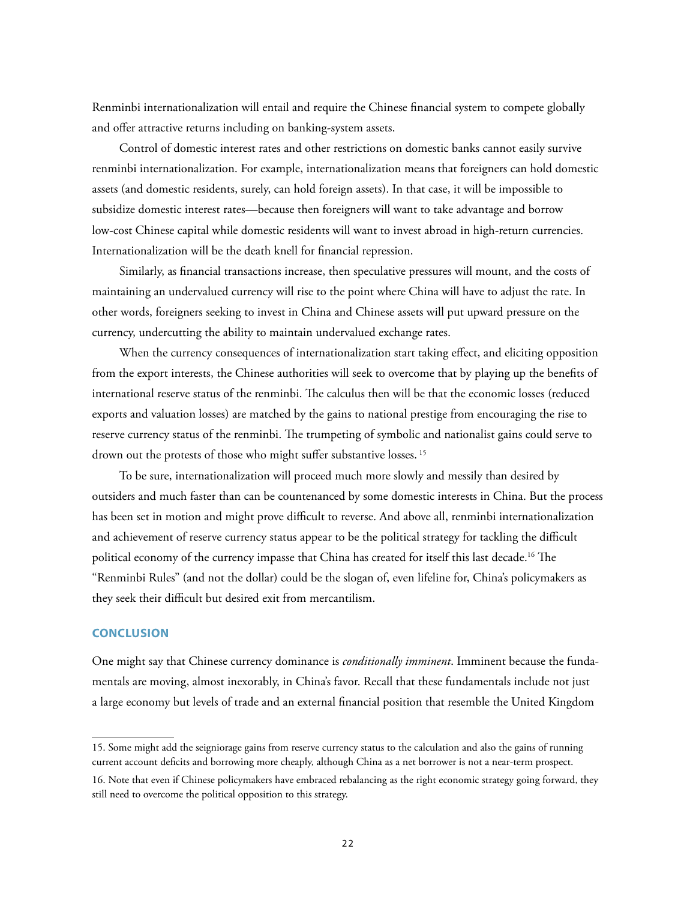Renminbi internationalization will entail and require the Chinese financial system to compete globally and offer attractive returns including on banking-system assets.

Control of domestic interest rates and other restrictions on domestic banks cannot easily survive renminbi internationalization. For example, internationalization means that foreigners can hold domestic assets (and domestic residents, surely, can hold foreign assets). In that case, it will be impossible to subsidize domestic interest rates—because then foreigners will want to take advantage and borrow low-cost Chinese capital while domestic residents will want to invest abroad in high-return currencies. Internationalization will be the death knell for financial repression.

Similarly, as financial transactions increase, then speculative pressures will mount, and the costs of maintaining an undervalued currency will rise to the point where China will have to adjust the rate. In other words, foreigners seeking to invest in China and Chinese assets will put upward pressure on the currency, undercutting the ability to maintain undervalued exchange rates.

When the currency consequences of internationalization start taking effect, and eliciting opposition from the export interests, the Chinese authorities will seek to overcome that by playing up the benefits of international reserve status of the renminbi. The calculus then will be that the economic losses (reduced exports and valuation losses) are matched by the gains to national prestige from encouraging the rise to reserve currency status of the renminbi. The trumpeting of symbolic and nationalist gains could serve to drown out the protests of those who might suffer substantive losses. [15]

To be sure, internationalization will proceed much more slowly and messily than desired by outsiders and much faster than can be countenanced by some domestic interests in China. But the process has been set in motion and might prove difficult to reverse. And above all, renminbi internationalization and achievement of reserve currency status appear to be the political strategy for tackling the difficult political economy of the currency impasse that China has created for itself this last decade.[16] The "Renminbi Rules" (and not the dollar) could be the slogan of, even lifeline for, China's policymakers as they seek their difficult but desired exit from mercantilism.

## CONCLUSION

One might say that Chinese currency dominance is *conditionally imminent*. Imminent because the fundamentals are moving, almost inexorably, in China's favor. Recall that these fundamentals include not just a large economy but levels of trade and an external financial position that resemble the United Kingdom

---

15. Some might add the seigniorage gains from reserve currency status to the calculation and also the gains of running current account deficits and borrowing more cheaply, although China as a net borrower is not a near-term prospect.

16. Note that even if Chinese policymakers have embraced rebalancing as the right economic strategy going forward, they still need to overcome the political opposition to this strategy.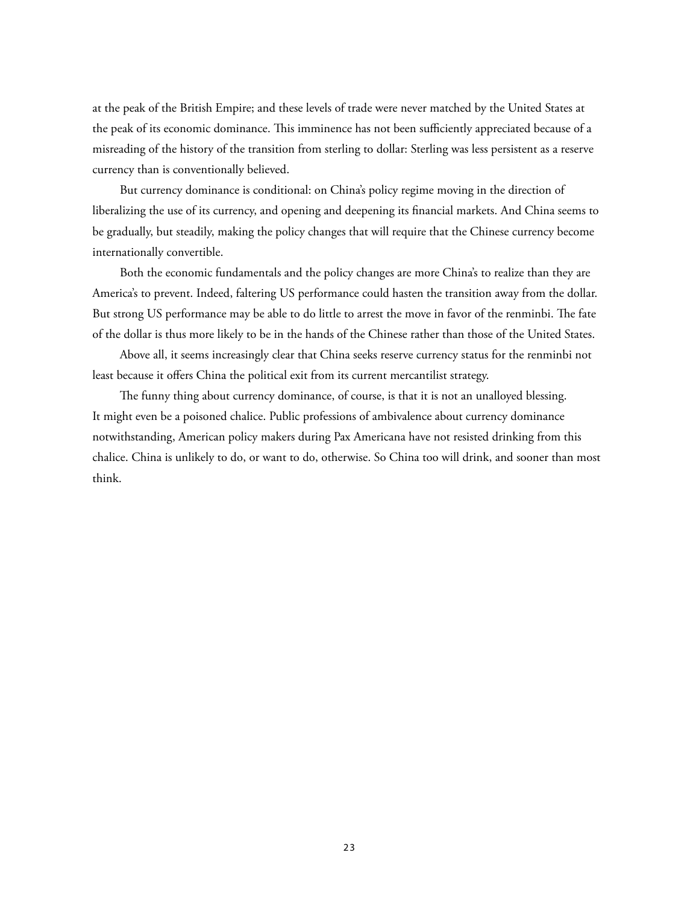at the peak of the British Empire; and these levels of trade were never matched by the United States at the peak of its economic dominance. This imminence has not been sufficiently appreciated because of a misreading of the history of the transition from sterling to dollar: Sterling was less persistent as a reserve currency than is conventionally believed.

But currency dominance is conditional: on China's policy regime moving in the direction of liberalizing the use of its currency, and opening and deepening its financial markets. And China seems to be gradually, but steadily, making the policy changes that will require that the Chinese currency become internationally convertible.

Both the economic fundamentals and the policy changes are more China's to realize than they are America's to prevent. Indeed, faltering US performance could hasten the transition away from the dollar. But strong US performance may be able to do little to arrest the move in favor of the renminbi. The fate of the dollar is thus more likely to be in the hands of the Chinese rather than those of the United States.

Above all, it seems increasingly clear that China seeks reserve currency status for the renminbi not least because it offers China the political exit from its current mercantilist strategy.

The funny thing about currency dominance, of course, is that it is not an unalloyed blessing. It might even be a poisoned chalice. Public professions of ambivalence about currency dominance notwithstanding, American policy makers during Pax Americana have not resisted drinking from this chalice. China is unlikely to do, or want to do, otherwise. So China too will drink, and sooner than most think.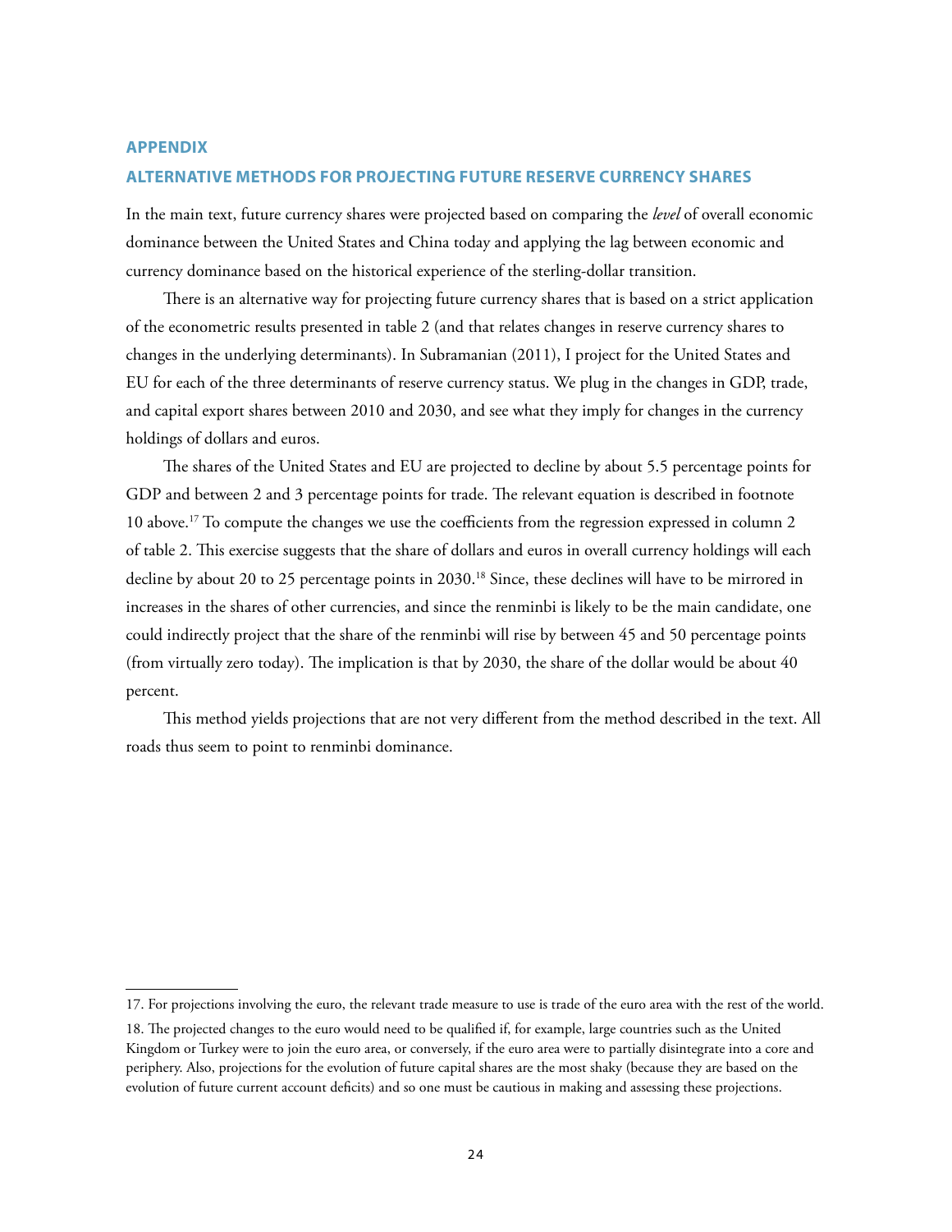## APPENDIX

## ALTERNATIVE METHODS FOR PROJECTING FUTURE RESERVE CURRENCY SHARES

In the main text, future currency shares were projected based on comparing the *level* of overall economic dominance between the United States and China today and applying the lag between economic and currency dominance based on the historical experience of the sterling-dollar transition.

There is an alternative way for projecting future currency shares that is based on a strict application of the econometric results presented in table 2 (and that relates changes in reserve currency shares to changes in the underlying determinants). In Subramanian (2011), I project for the United States and EU for each of the three determinants of reserve currency status. We plug in the changes in GDP, trade, and capital export shares between 2010 and 2030, and see what they imply for changes in the currency holdings of dollars and euros.

The shares of the United States and EU are projected to decline by about 5.5 percentage points for GDP and between 2 and 3 percentage points for trade. The relevant equation is described in footnote 10 above.[17] To compute the changes we use the coefficients from the regression expressed in column 2 of table 2. This exercise suggests that the share of dollars and euros in overall currency holdings will each decline by about 20 to 25 percentage points in 2030.[18] Since, these declines will have to be mirrored in increases in the shares of other currencies, and since the renminbi is likely to be the main candidate, one could indirectly project that the share of the renminbi will rise by between 45 and 50 percentage points (from virtually zero today). The implication is that by 2030, the share of the dollar would be about 40 percent.

This method yields projections that are not very different from the method described in the text. All roads thus seem to point to renminbi dominance.

---

17. For projections involving the euro, the relevant trade measure to use is trade of the euro area with the rest of the world.

18. The projected changes to the euro would need to be qualified if, for example, large countries such as the United Kingdom or Turkey were to join the euro area, or conversely, if the euro area were to partially disintegrate into a core and periphery. Also, projections for the evolution of future capital shares are the most shaky (because they are based on the evolution of future current account deficits) and so one must be cautious in making and assessing these projections.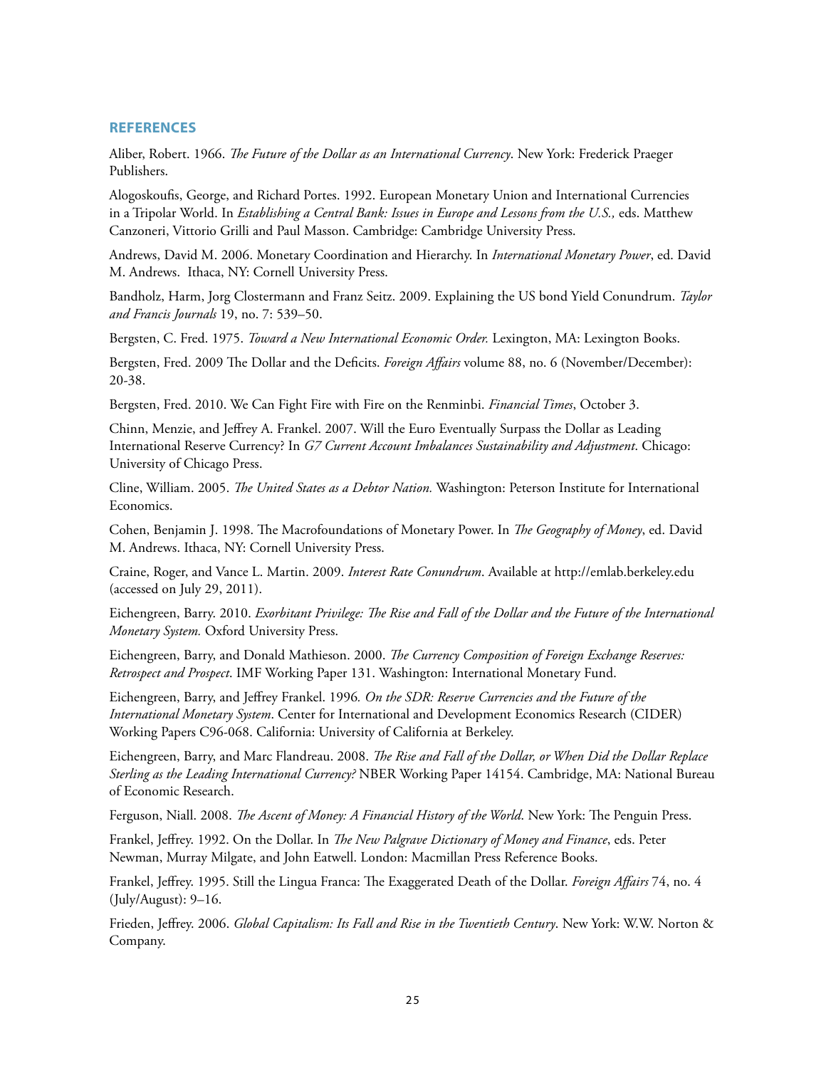## REFERENCES

Aliber, Robert. 1966. *The Future of the Dollar as an International Currency*. New York: Frederick Praeger Publishers.

Alogoskoufis, George, and Richard Portes. 1992. European Monetary Union and International Currencies in a Tripolar World. In *Establishing a Central Bank: Issues in Europe and Lessons from the U.S.,* eds. Matthew Canzoneri, Vittorio Grilli and Paul Masson. Cambridge: Cambridge University Press.

Andrews, David M. 2006. Monetary Coordination and Hierarchy. In *International Monetary Power*, ed. David M. Andrews. Ithaca, NY: Cornell University Press.

Bandholz, Harm, Jorg Clostermann and Franz Seitz. 2009. Explaining the US bond Yield Conundrum. *Taylor and Francis Journals* 19, no. 7: 539–50.

Bergsten, C. Fred. 1975. *Toward a New International Economic Order.* Lexington, MA: Lexington Books.

Bergsten, Fred. 2009 The Dollar and the Deficits. *Foreign Affairs* volume 88, no. 6 (November/December): 20-38.

Bergsten, Fred. 2010. We Can Fight Fire with Fire on the Renminbi. *Financial Times*, October 3.

Chinn, Menzie, and Jeffrey A. Frankel. 2007. Will the Euro Eventually Surpass the Dollar as Leading International Reserve Currency? In *G7 Current Account Imbalances Sustainability and Adjustment*. Chicago: University of Chicago Press.

Cline, William. 2005. *The United States as a Debtor Nation.* Washington: Peterson Institute for International Economics.

Cohen, Benjamin J. 1998. The Macrofoundations of Monetary Power. In *The Geography of Money*, ed. David M. Andrews. Ithaca, NY: Cornell University Press.

Craine, Roger, and Vance L. Martin. 2009. *Interest Rate Conundrum*. Available at http://emlab.berkeley.edu (accessed on July 29, 2011).

Eichengreen, Barry. 2010. *Exorbitant Privilege: The Rise and Fall of the Dollar and the Future of the International Monetary System.* Oxford University Press.

Eichengreen, Barry, and Donald Mathieson. 2000. *The Currency Composition of Foreign Exchange Reserves: Retrospect and Prospect*. IMF Working Paper 131. Washington: International Monetary Fund.

Eichengreen, Barry, and Jeffrey Frankel. 1996*. On the SDR: Reserve Currencies and the Future of the International Monetary System*. Center for International and Development Economics Research (CIDER) Working Papers C96-068. California: University of California at Berkeley.

Eichengreen, Barry, and Marc Flandreau. 2008. *The Rise and Fall of the Dollar, or When Did the Dollar Replace Sterling as the Leading International Currency?* NBER Working Paper 14154. Cambridge, MA: National Bureau of Economic Research.

Ferguson, Niall. 2008. *The Ascent of Money: A Financial History of the World*. New York: The Penguin Press.

Frankel, Jeffrey. 1992. On the Dollar. In *The New Palgrave Dictionary of Money and Finance*, eds. Peter Newman, Murray Milgate, and John Eatwell. London: Macmillan Press Reference Books.

Frankel, Jeffrey. 1995. Still the Lingua Franca: The Exaggerated Death of the Dollar. *Foreign Affairs* 74, no. 4 (July/August): 9–16.

Frieden, Jeffrey. 2006. *Global Capitalism: Its Fall and Rise in the Twentieth Century*. New York: W.W. Norton & Company.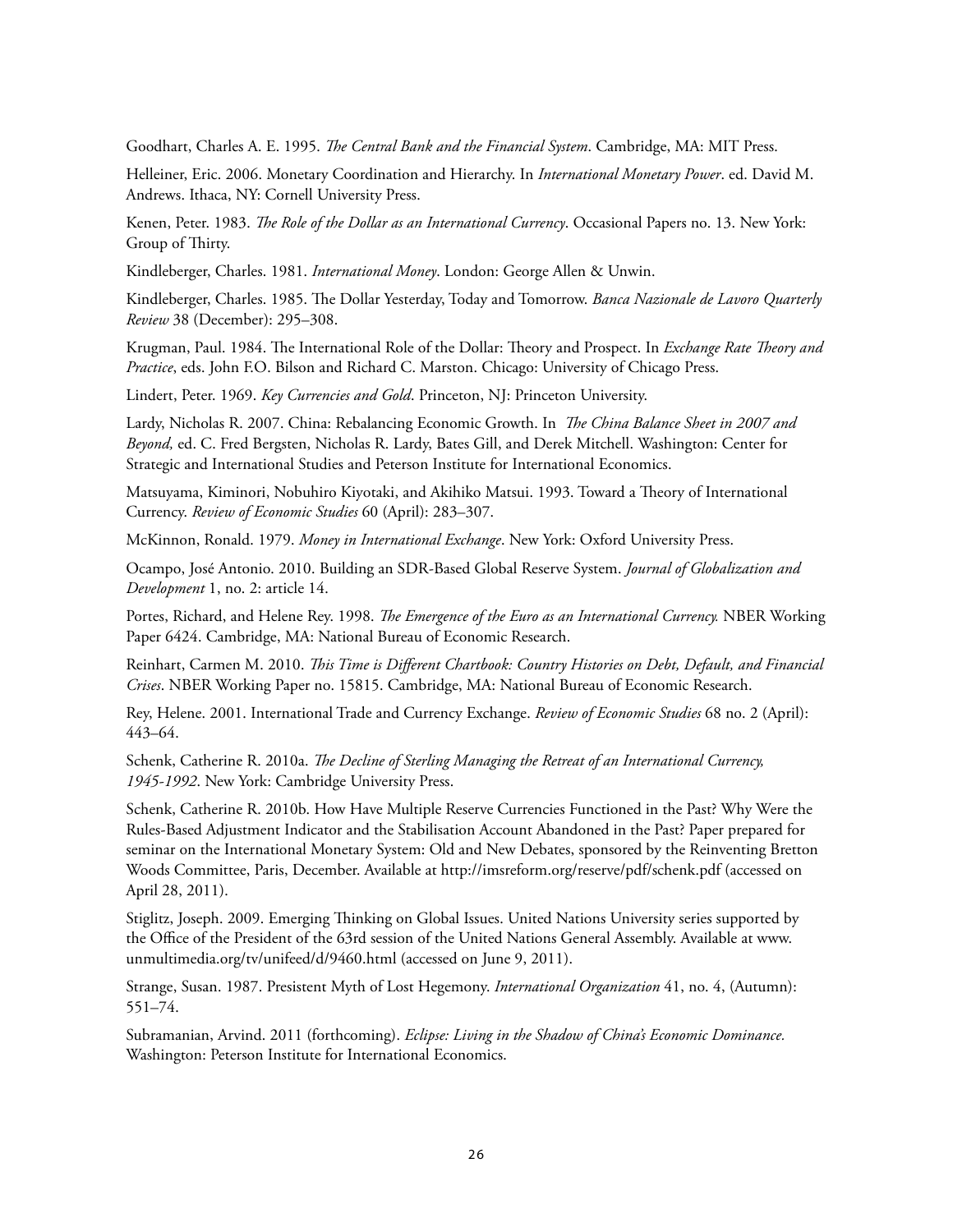Goodhart, Charles A. E. 1995. *The Central Bank and the Financial System*. Cambridge, MA: MIT Press.

Helleiner, Eric. 2006. Monetary Coordination and Hierarchy. In *International Monetary Power*. ed. David M. Andrews. Ithaca, NY: Cornell University Press.

Kenen, Peter. 1983. *The Role of the Dollar as an International Currency*. Occasional Papers no. 13. New York: Group of Thirty.

Kindleberger, Charles. 1981. *International Money*. London: George Allen & Unwin.

Kindleberger, Charles. 1985. The Dollar Yesterday, Today and Tomorrow. *Banca Nazionale de Lavoro Quarterly Review* 38 (December): 295–308.

Krugman, Paul. 1984. The International Role of the Dollar: Theory and Prospect. In *Exchange Rate Theory and Practice*, eds. John F.O. Bilson and Richard C. Marston. Chicago: University of Chicago Press.

Lindert, Peter. 1969. *Key Currencies and Gold*. Princeton, NJ: Princeton University.

Lardy, Nicholas R. 2007. China: Rebalancing Economic Growth. In *The China Balance Sheet in 2007 and Beyond,* ed. C. Fred Bergsten, Nicholas R. Lardy, Bates Gill, and Derek Mitchell. Washington: Center for Strategic and International Studies and Peterson Institute for International Economics.

Matsuyama, Kiminori, Nobuhiro Kiyotaki, and Akihiko Matsui. 1993. Toward a Theory of International Currency. *Review of Economic Studies* 60 (April): 283–307.

McKinnon, Ronald. 1979. *Money in International Exchange*. New York: Oxford University Press.

Ocampo, José Antonio. 2010. Building an SDR-Based Global Reserve System. *Journal of Globalization and Development* 1, no. 2: article 14.

Portes, Richard, and Helene Rey. 1998. *The Emergence of the Euro as an International Currency.* NBER Working Paper 6424. Cambridge, MA: National Bureau of Economic Research.

Reinhart, Carmen M. 2010. *This Time is Different Chartbook: Country Histories on Debt, Default, and Financial Crises*. NBER Working Paper no. 15815. Cambridge, MA: National Bureau of Economic Research.

Rey, Helene. 2001. International Trade and Currency Exchange. *Review of Economic Studies* 68 no. 2 (April): 443–64.

Schenk, Catherine R. 2010a. *The Decline of Sterling Managing the Retreat of an International Currency, 1945-1992*. New York: Cambridge University Press.

Schenk, Catherine R. 2010b. How Have Multiple Reserve Currencies Functioned in the Past? Why Were the Rules-Based Adjustment Indicator and the Stabilisation Account Abandoned in the Past? Paper prepared for seminar on the International Monetary System: Old and New Debates, sponsored by the Reinventing Bretton Woods Committee, Paris, December. Available at http://imsreform.org/reserve/pdf/schenk.pdf (accessed on April 28, 2011).

Stiglitz, Joseph. 2009. Emerging Thinking on Global Issues. United Nations University series supported by the Office of the President of the 63rd session of the United Nations General Assembly. Available at www.unmultimedia.org/tv/unifeed/d/9460.html (accessed on June 9, 2011).

Strange, Susan. 1987. Presistent Myth of Lost Hegemony. *International Organization* 41, no. 4, (Autumn): 551–74.

Subramanian, Arvind. 2011 (forthcoming). *Eclipse: Living in the Shadow of China's Economic Dominance.* Washington: Peterson Institute for International Economics.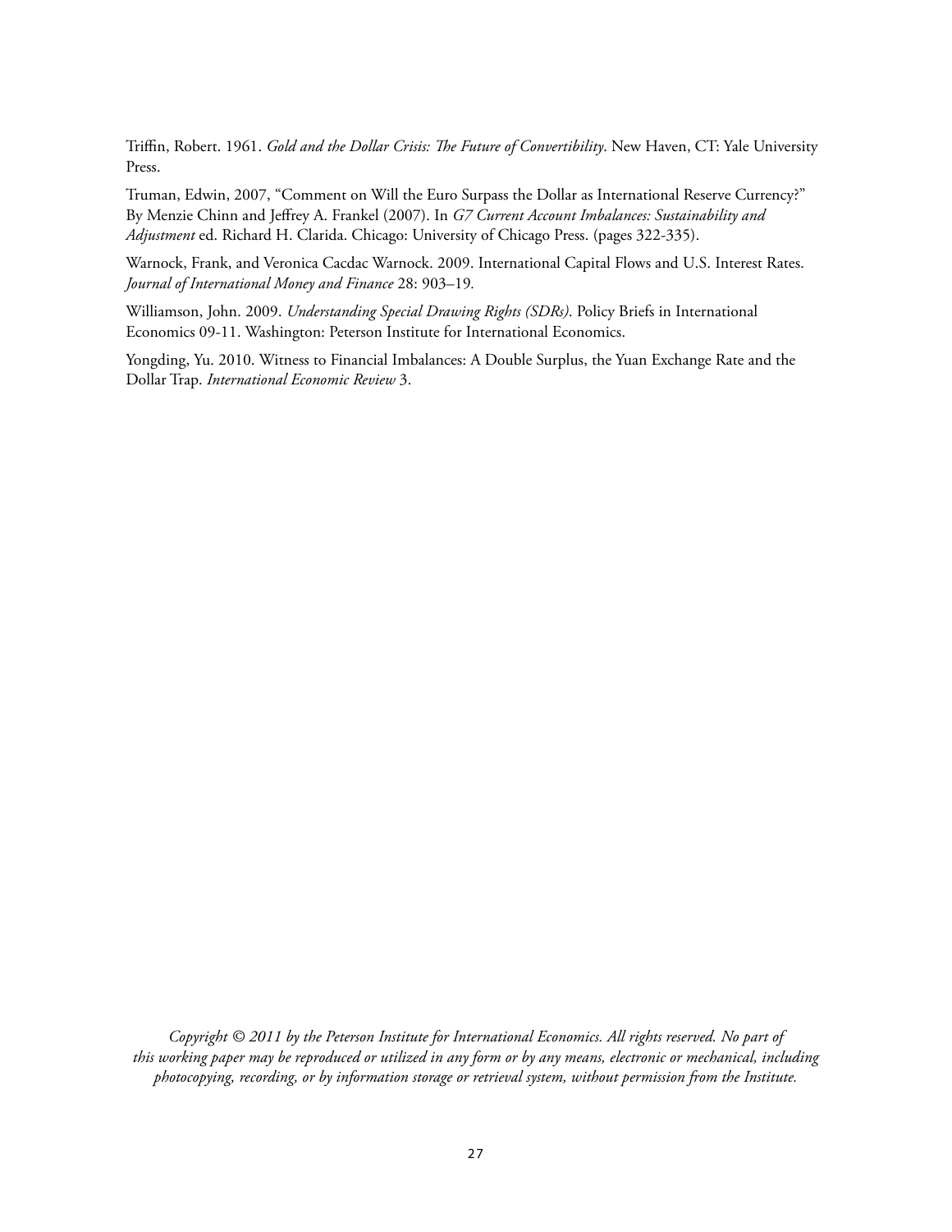Triffin, Robert. 1961. *Gold and the Dollar Crisis: The Future of Convertibility*. New Haven, CT: Yale University Press.

Truman, Edwin, 2007, "Comment on Will the Euro Surpass the Dollar as International Reserve Currency?" By Menzie Chinn and Jeffrey A. Frankel (2007). In *G7 Current Account Imbalances: Sustainability and Adjustment* ed. Richard H. Clarida. Chicago: University of Chicago Press. (pages 322-335).

Warnock, Frank, and Veronica Cacdac Warnock. 2009. International Capital Flows and U.S. Interest Rates. *Journal of International Money and Finance* 28: 903–19.

Williamson, John. 2009. *Understanding Special Drawing Rights (SDRs)*. Policy Briefs in International Economics 09-11. Washington: Peterson Institute for International Economics.

Yongding, Yu. 2010. Witness to Financial Imbalances: A Double Surplus, the Yuan Exchange Rate and the Dollar Trap. *International Economic Review* 3.

*Copyright © 2011 by the Peterson Institute for International Economics. All rights reserved. No part of this working paper may be reproduced or utilized in any form or by any means, electronic or mechanical, including photocopying, recording, or by information storage or retrieval system, without permission from the Institute.*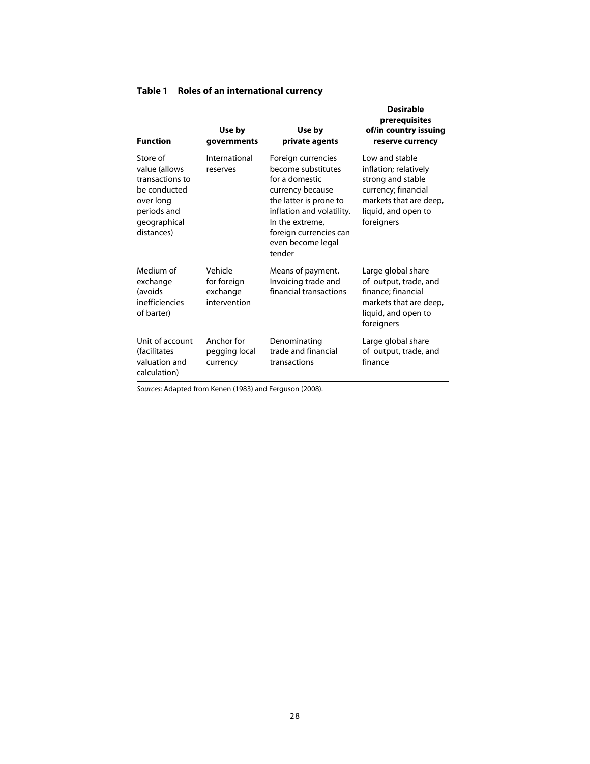**Table 1 Roles of an international currency**

| Function | Use by governments | Use by private agents | Desirable prerequisites of/in country issuing reserve currency |
|---|---|---|---|
| Store of value (allows transactions to be conducted over long periods and geographical distances) | International reserves | Foreign currencies become substitutes for a domestic currency because the latter is prone to inflation and volatility. In the extreme, foreign currencies can even become legal tender | Low and stable inflation; relatively strong and stable currency; financial markets that are deep, liquid, and open to foreigners |
| Medium of exchange (avoids inefficiencies of barter) | Vehicle for foreign exchange intervention | Means of payment. Invoicing trade and financial transactions | Large global share of output, trade, and finance; financial markets that are deep, liquid, and open to foreigners |
| Unit of account (facilitates valuation and calculation) | Anchor for pegging local currency | Denominating trade and financial transactions | Large global share of output, trade, and finance |

*Sources:* Adapted from Kenen (1983) and Ferguson (2008).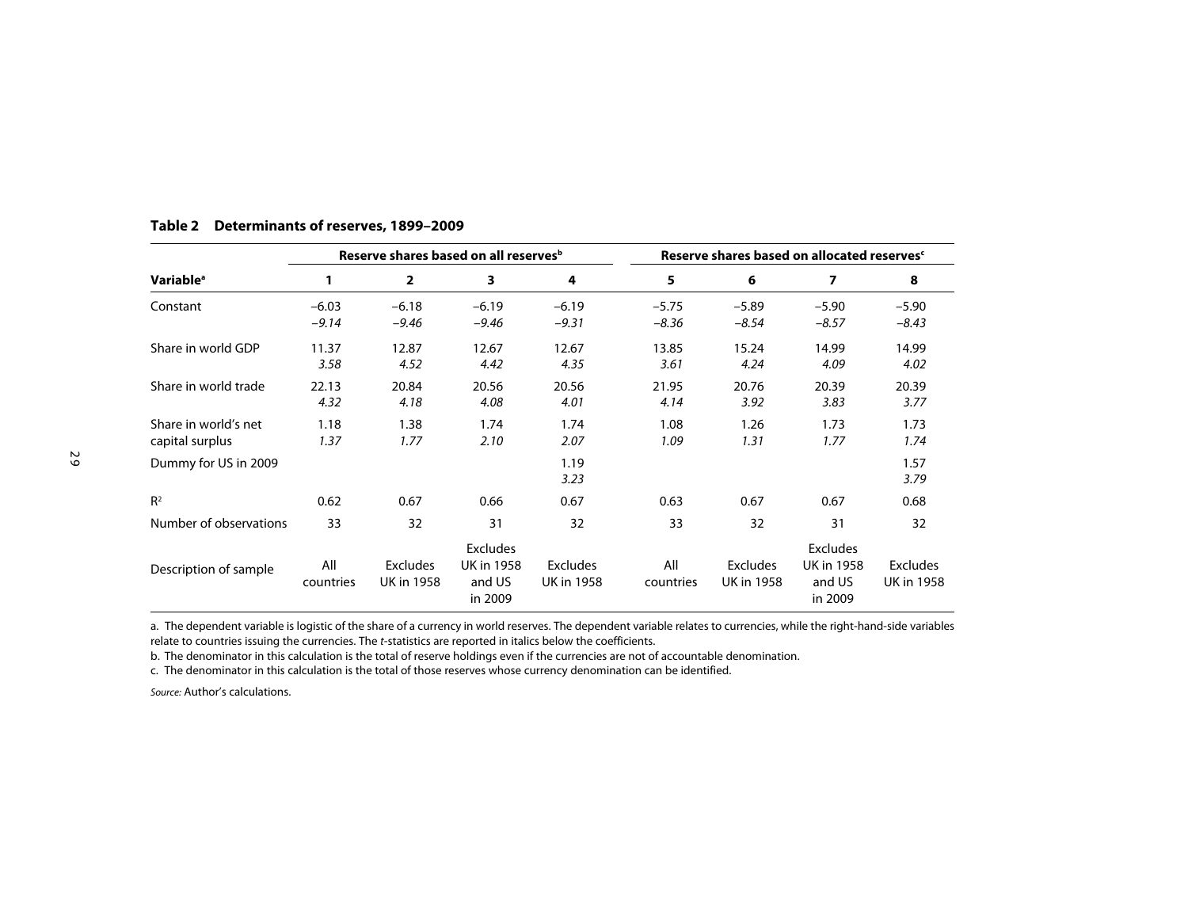**Table 2 Determinants of reserves, 1899–2009**

| Variable[a] | Reserve shares based on all reserves[b] | | | | Reserve shares based on allocated reserves[c] | | | |
|---|---|---|---|---|---|---|---|---|
| | 1 | 2 | 3 | 4 | 5 | 6 | 7 | 8 |
| Constant | –6.03 | –6.18 | –6.19 | –6.19 | –5.75 | –5.89 | –5.90 | –5.90 |
| | *–9.14* | *–9.46* | *–9.46* | *–9.31* | *–8.36* | *–8.54* | *–8.57* | *–8.43* |
| Share in world GDP | 11.37 | 12.87 | 12.67 | 12.67 | 13.85 | 15.24 | 14.99 | 14.99 |
| | *3.58* | *4.52* | *4.42* | *4.35* | *3.61* | *4.24* | *4.09* | *4.02* |
| Share in world trade | 22.13 | 20.84 | 20.56 | 20.56 | 21.95 | 20.76 | 20.39 | 20.39 |
| | *4.32* | *4.18* | *4.08* | *4.01* | *4.14* | *3.92* | *3.83* | *3.77* |
| Share in world's net capital surplus | 1.18 | 1.38 | 1.74 | 1.74 | 1.08 | 1.26 | 1.73 | 1.73 |
| | *1.37* | *1.77* | *2.10* | *2.07* | *1.09* | *1.31* | *1.77* | *1.74* |
| Dummy for US in 2009 | | | | 1.19 | | | | 1.57 |
| | | | | *3.23* | | | | *3.79* |
| $R^2$ | 0.62 | 0.67 | 0.66 | 0.67 | 0.63 | 0.67 | 0.67 | 0.68 |
| Number of observations | 33 | 32 | 31 | 32 | 33 | 32 | 31 | 32 |
| Description of sample | All countries | Excludes UK in 1958 | Excludes UK in 1958 and US in 2009 | Excludes UK in 1958 | All countries | Excludes UK in 1958 | Excludes UK in 1958 and US in 2009 | Excludes UK in 1958 |

a. The dependent variable is logistic of the share of a currency in world reserves. The dependent variable relates to currencies, while the right-hand-side variables relate to countries issuing the currencies. The *t*-statistics are reported in italics below the coefficients.

b. The denominator in this calculation is the total of reserve holdings even if the currencies are not of accountable denomination.

c. The denominator in this calculation is the total of those reserves whose currency denomination can be identified.

*Source:* Author's calculations.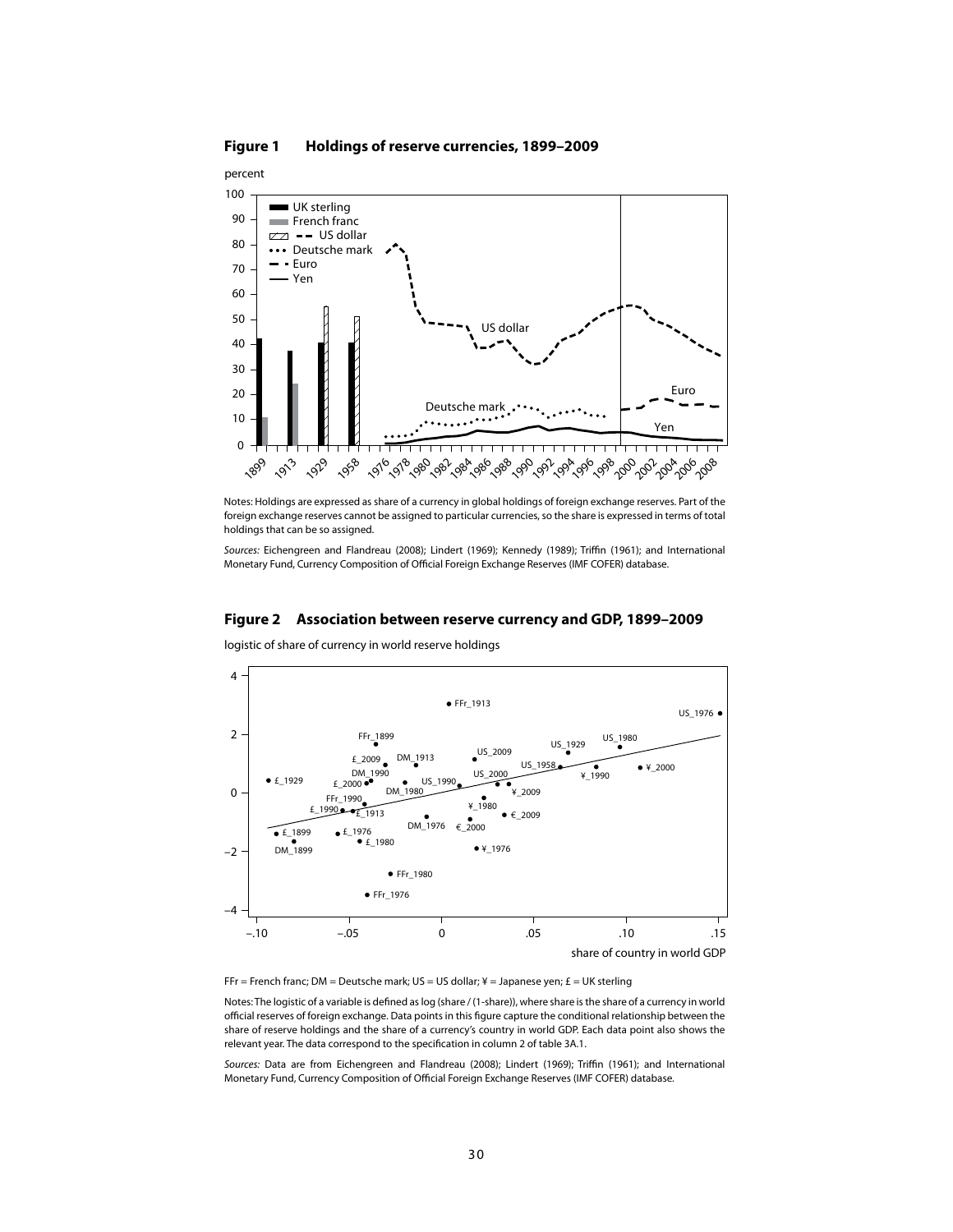**Figure 1 Holdings of reserve currencies, 1899–2009**

Notes: Holdings are expressed as share of a currency in global holdings of foreign exchange reserves. Part of the foreign exchange reserves cannot be assigned to particular currencies, so the share is expressed in terms of total holdings that can be so assigned.

*Sources:* Eichengreen and Flandreau (2008); Lindert (1969); Kennedy (1989); Triffin (1961); and International Monetary Fund, Currency Composition of Official Foreign Exchange Reserves (IMF COFER) database.

**Figure 2 Association between reserve currency and GDP, 1899–2009**

FFr = French franc; DM = Deutsche mark; US = US dollar; ¥ = Japanese yen; £ = UK sterling

Notes: The logistic of a variable is defined as log (share / (1-share)), where share is the share of a currency in world official reserves of foreign exchange. Data points in this figure capture the conditional relationship between the share of reserve holdings and the share of a currency's country in world GDP. Each data point also shows the relevant year. The data correspond to the specification in column 2 of table 3A.1.

*Sources:* Data are from Eichengreen and Flandreau (2008); Lindert (1969); Triffin (1961); and International Monetary Fund, Currency Composition of Official Foreign Exchange Reserves (IMF COFER) database.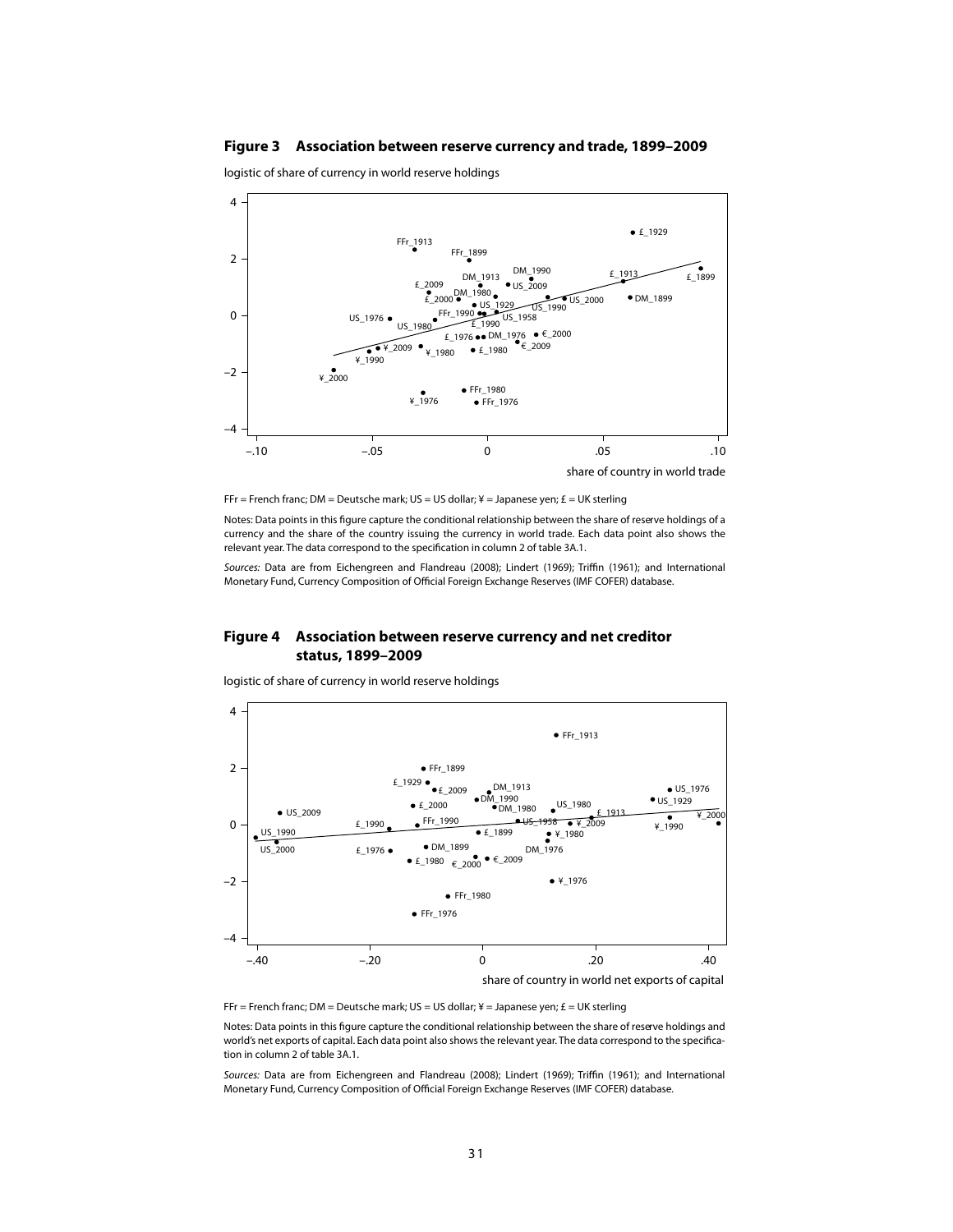### Figure 3 Association between reserve currency and trade, 1899–2009

FFr = French franc; DM = Deutsche mark; US = US dollar; ¥ = Japanese yen; £ = UK sterling

Notes: Data points in this figure capture the conditional relationship between the share of reserve holdings of a currency and the share of the country issuing the currency in world trade. Each data point also shows the relevant year. The data correspond to the specification in column 2 of table 3A.1.

*Sources:* Data are from Eichengreen and Flandreau (2008); Lindert (1969); Triffin (1961); and International Monetary Fund, Currency Composition of Official Foreign Exchange Reserves (IMF COFER) database.

### Figure 4 Association between reserve currency and net creditor status, 1899–2009

FFr = French franc; DM = Deutsche mark; US = US dollar; ¥ = Japanese yen; £ = UK sterling

Notes: Data points in this figure capture the conditional relationship between the share of reserve holdings and world's net exports of capital. Each data point also shows the relevant year. The data correspond to the specification in column 2 of table 3A.1.

*Sources:* Data are from Eichengreen and Flandreau (2008); Lindert (1969); Triffin (1961); and International Monetary Fund, Currency Composition of Official Foreign Exchange Reserves (IMF COFER) database.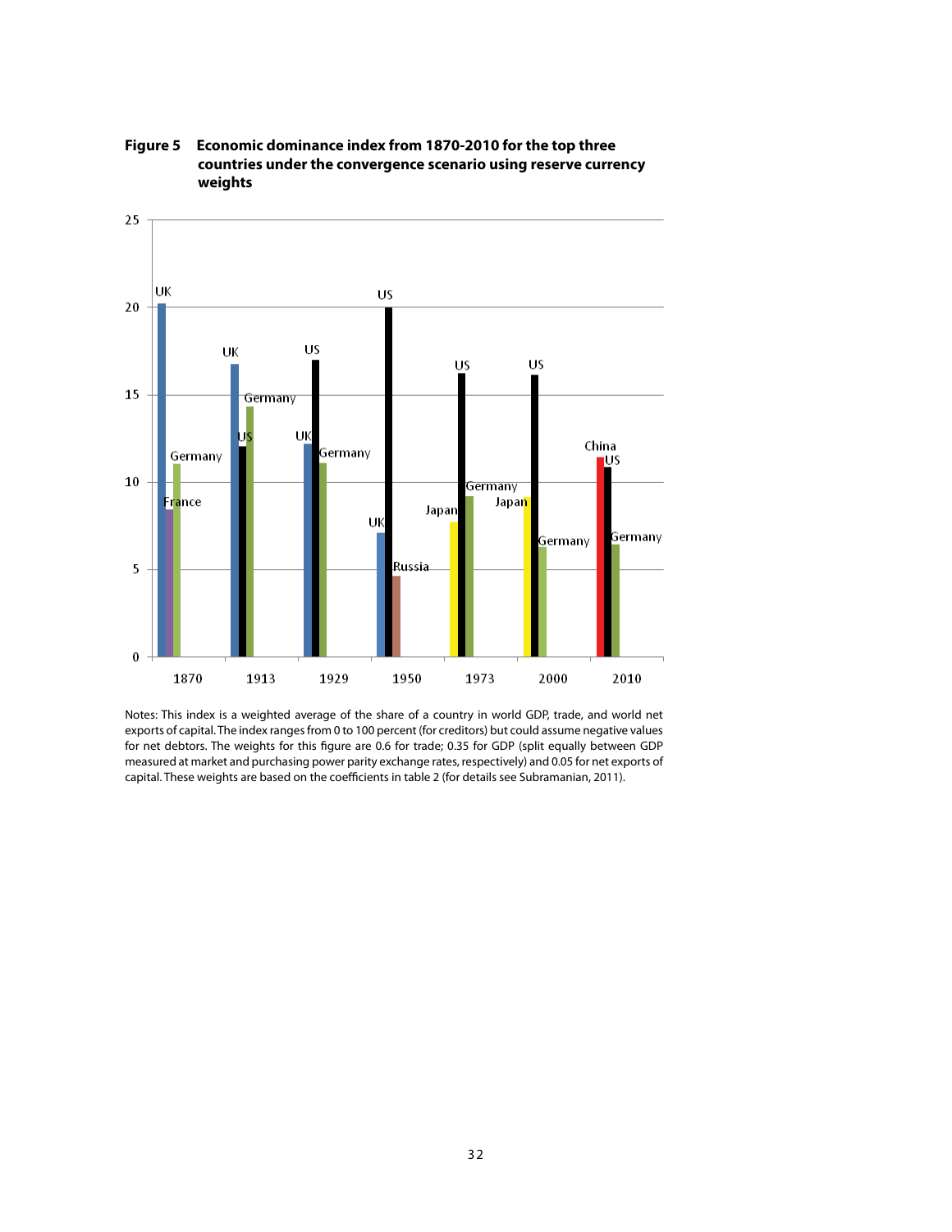**Figure 5 Economic dominance index from 1870-2010 for the top three countries under the convergence scenario using reserve currency weights**

Notes: This index is a weighted average of the share of a country in world GDP, trade, and world net exports of capital. The index ranges from 0 to 100 percent (for creditors) but could assume negative values for net debtors. The weights for this figure are 0.6 for trade; 0.35 for GDP (split equally between GDP measured at market and purchasing power parity exchange rates, respectively) and 0.05 for net exports of capital. These weights are based on the coefficients in table 2 (for details see Subramanian, 2011).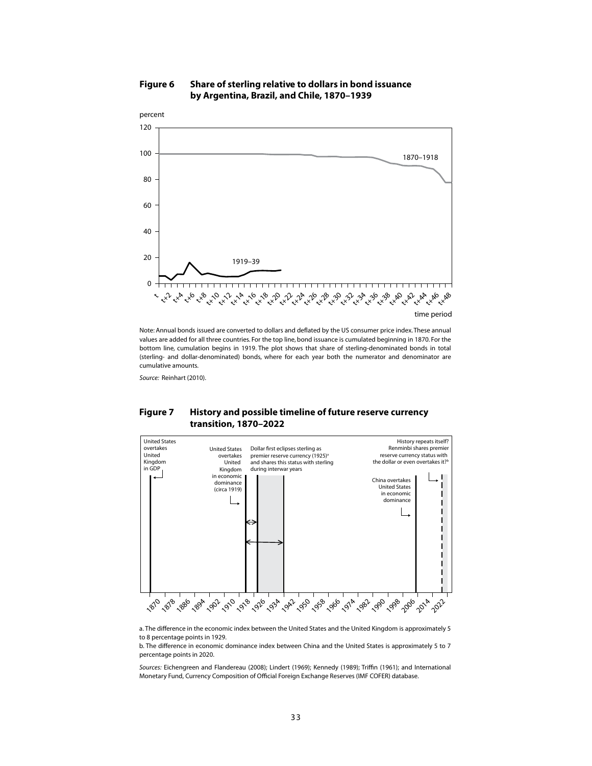**Figure 6 Share of sterling relative to dollars in bond issuance by Argentina, Brazil, and Chile, 1870–1939**

percent

120
100
80
60
40
20
0

1870–1918

1919–39

t, t+2, t+4, t+6, t+8, t+10, t+12, t+14, t+16, t+18, t+20, t+22, t+24, t+26, t+28, t+30, t+32, t+34, t+36, t+38, t+40, t+42, t+44, t+46, t+48

time period

Note: Annual bonds issued are converted to dollars and deflated by the US consumer price index. These annual values are added for all three countries. For the top line, bond issuance is cumulated beginning in 1870. For the bottom line, cumulation begins in 1919. The plot shows that share of sterling-denominated bonds in total (sterling- and dollar-denominated) bonds, where for each year both the numerator and denominator are cumulative amounts.

*Source:* Reinhart (2010).

**Figure 7 History and possible timeline of future reserve currency transition, 1870–2022**

United States overtakes United Kingdom in GDP

United States overtakes United Kingdom in economic dominance (circa 1919)

Dollar first eclipses sterling as premier reserve currency (1925)[a] and shares this status with sterling during interwar years

History repeats itself? Renminbi shares premier reserve currency status with the dollar or even overtakes it?[b]

China overtakes United States in economic dominance

1870, 1878, 1886, 1894, 1902, 1910, 1918, 1926, 1934, 1942, 1950, 1958, 1966, 1974, 1982, 1990, 1998, 2006, 2014, 2022

a. The difference in the economic index between the United States and the United Kingdom is approximately 5 to 8 percentage points in 1929.

b. The difference in economic dominance index between China and the United States is approximately 5 to 7 percentage points in 2020.

*Sources:* Eichengreen and Flandereau (2008); Lindert (1969); Kennedy (1989); Triffin (1961); and International Monetary Fund, Currency Composition of Official Foreign Exchange Reserves (IMF COFER) database.